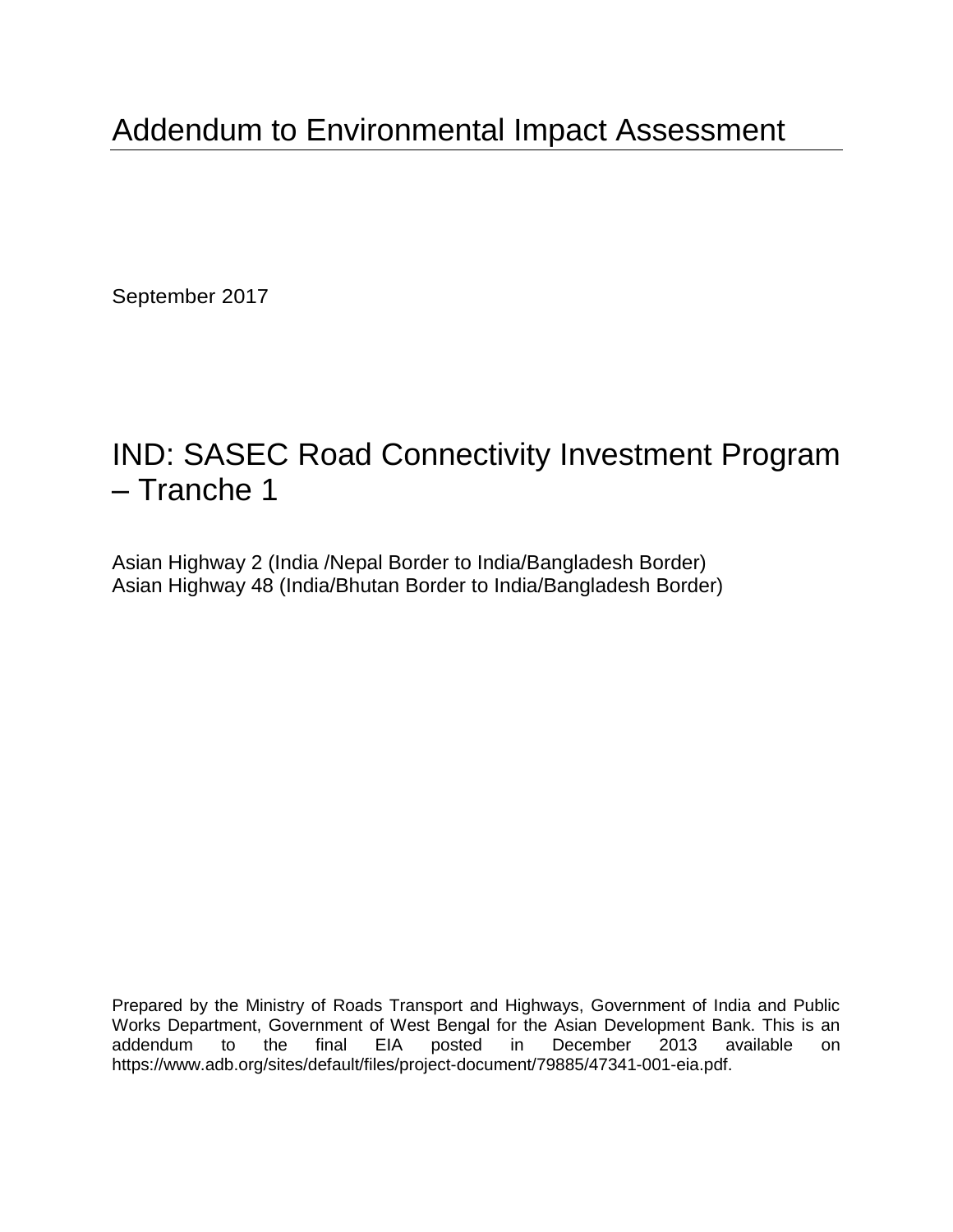# Addendum to Environmental Impact Assessment

September 2017

## IND: SASEC Road Connectivity Investment Program – Tranche 1

Asian Highway 2 (India /Nepal Border to India/Bangladesh Border)
Asian Highway 48 (India/Bhutan Border to India/Bangladesh Border)

Prepared by the Ministry of Roads Transport and Highways, Government of India and Public Works Department, Government of West Bengal for the Asian Development Bank. This is an addendum to the final EIA posted in December 2013 available on https://www.adb.org/sites/default/files/project-document/79885/47341-001-eia.pdf.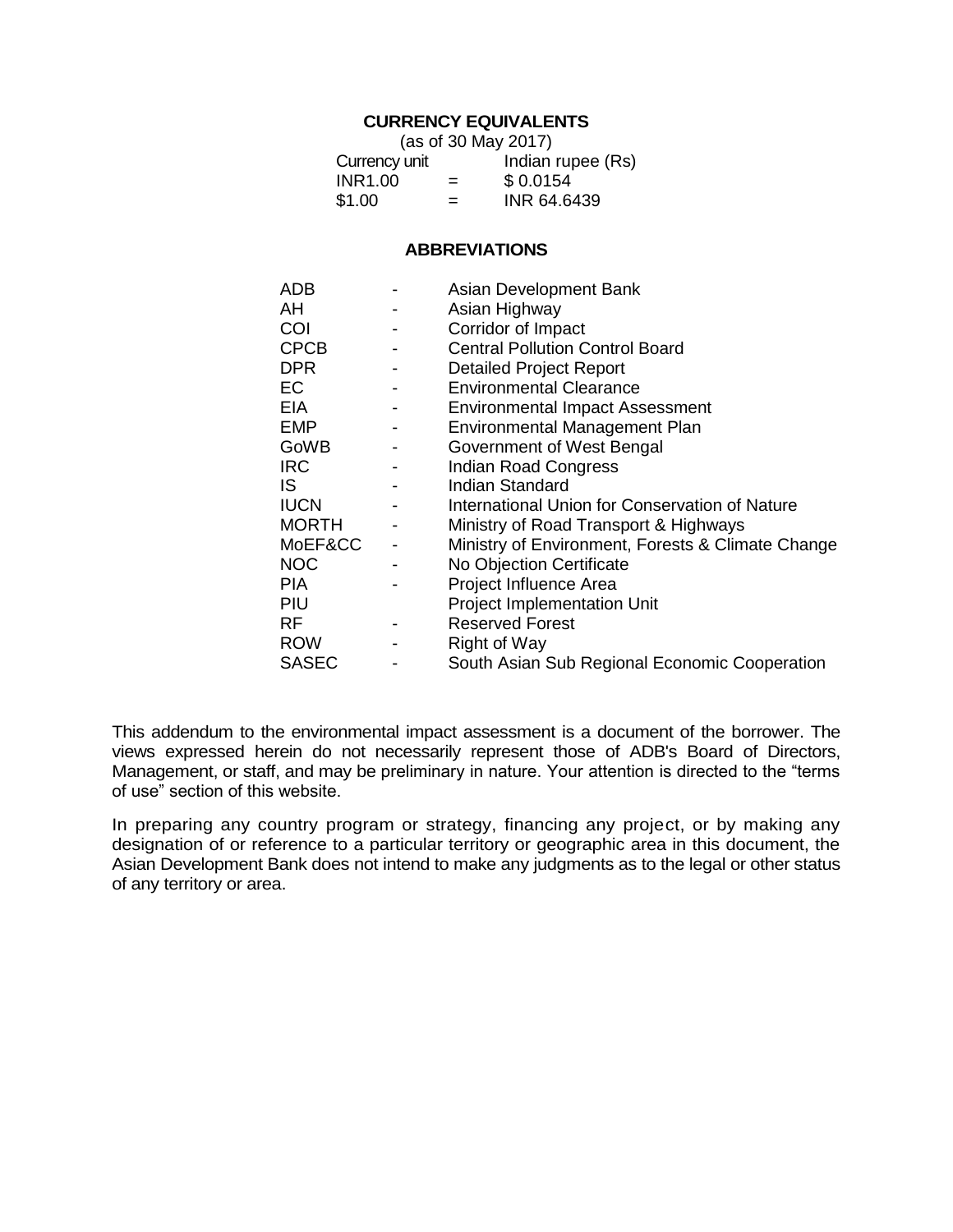## CURRENCY EQUIVALENTS

(as of 30 May 2017)

| Currency unit | | Indian rupee (Rs) |
|---|---|---|
| INR1.00 | = | $ 0.0154 |
| $1.00 | = | INR 64.6439 |

## ABBREVIATIONS

| | | |
|---|---|---|
| ADB | - | Asian Development Bank |
| AH | - | Asian Highway |
| COI | - | Corridor of Impact |
| CPCB | - | Central Pollution Control Board |
| DPR | - | Detailed Project Report |
| EC | - | Environmental Clearance |
| EIA | - | Environmental Impact Assessment |
| EMP | - | Environmental Management Plan |
| GoWB | - | Government of West Bengal |
| IRC | - | Indian Road Congress |
| IS | - | Indian Standard |
| IUCN | - | International Union for Conservation of Nature |
| MORTH | - | Ministry of Road Transport & Highways |
| MoEF&CC | - | Ministry of Environment, Forests & Climate Change |
| NOC | - | No Objection Certificate |
| PIA | - | Project Influence Area |
| PIU | | Project Implementation Unit |
| RF | - | Reserved Forest |
| ROW | - | Right of Way |
| SASEC | - | South Asian Sub Regional Economic Cooperation |

This addendum to the environmental impact assessment is a document of the borrower. The views expressed herein do not necessarily represent those of ADB's Board of Directors, Management, or staff, and may be preliminary in nature. Your attention is directed to the "terms of use" section of this website.

In preparing any country program or strategy, financing any project, or by making any designation of or reference to a particular territory or geographic area in this document, the Asian Development Bank does not intend to make any judgments as to the legal or other status of any territory or area.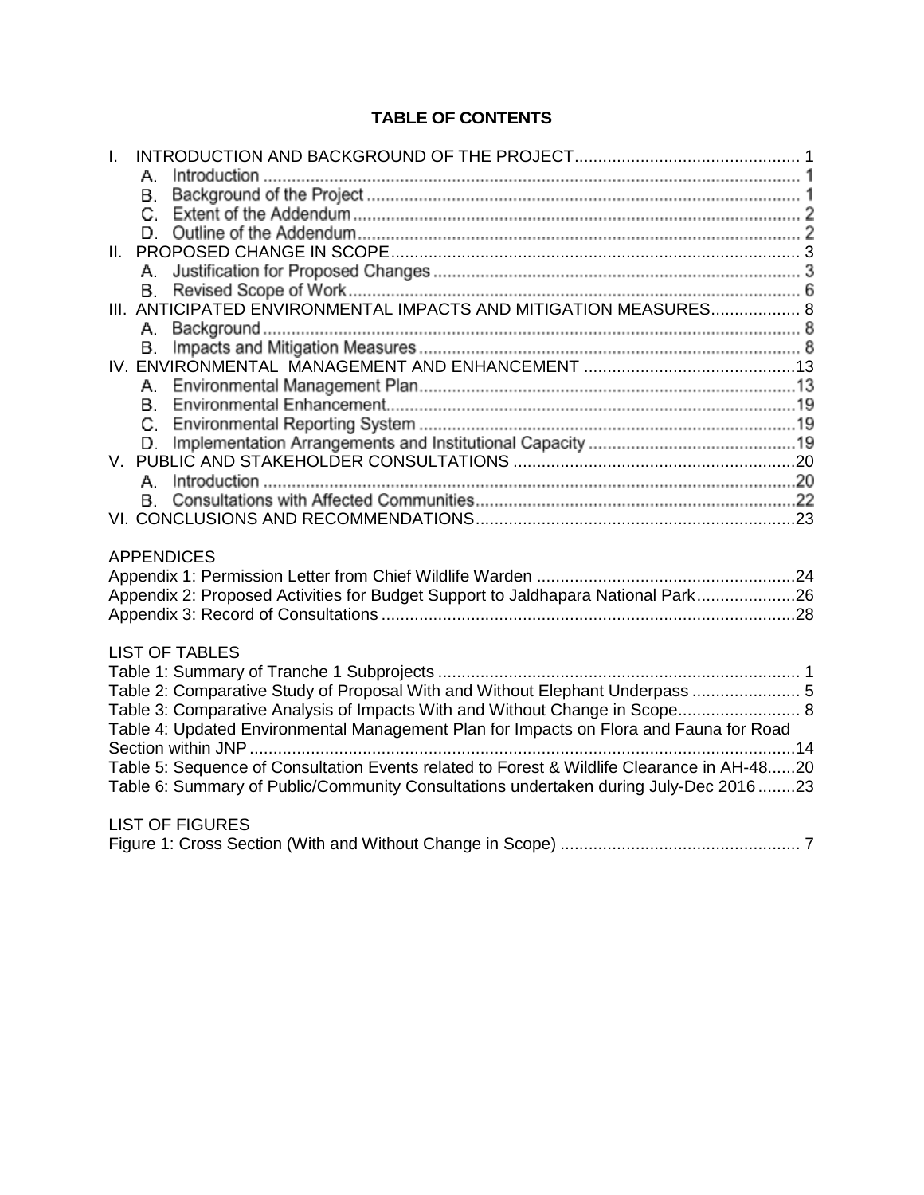# TABLE OF CONTENTS

I. INTRODUCTION AND BACKGROUND OF THE PROJECT ........ 1
- A. Introduction ........ 1
- B. Background of the Project ........ 1
- C. Extent of the Addendum ........ 2
- D. Outline of the Addendum ........ 2

II. PROPOSED CHANGE IN SCOPE ........ 3
- A. Justification for Proposed Changes ........ 3
- B. Revised Scope of Work ........ 6

III. ANTICIPATED ENVIRONMENTAL IMPACTS AND MITIGATION MEASURES ........ 8
- A. Background ........ 8
- B. Impacts and Mitigation Measures ........ 8

IV. ENVIRONMENTAL MANAGEMENT AND ENHANCEMENT ........ 13
- A. Environmental Management Plan ........ 13
- B. Environmental Enhancement ........ 19
- C. Environmental Reporting System ........ 19
- D. Implementation Arrangements and Institutional Capacity ........ 19

V. PUBLIC AND STAKEHOLDER CONSULTATIONS ........ 20
- A. Introduction ........ 20
- B. Consultations with Affected Communities ........ 22

VI. CONCLUSIONS AND RECOMMENDATIONS ........ 23

APPENDICES

Appendix 1: Permission Letter from Chief Wildlife Warden ........ 24
Appendix 2: Proposed Activities for Budget Support to Jaldhapara National Park ........ 26
Appendix 3: Record of Consultations ........ 28

LIST OF TABLES

Table 1: Summary of Tranche 1 Subprojects ........ 1
Table 2: Comparative Study of Proposal With and Without Elephant Underpass ........ 5
Table 3: Comparative Analysis of Impacts With and Without Change in Scope ........ 8
Table 4: Updated Environmental Management Plan for Impacts on Flora and Fauna for Road Section within JNP ........ 14
Table 5: Sequence of Consultation Events related to Forest & Wildlife Clearance in AH-48 ........ 20
Table 6: Summary of Public/Community Consultations undertaken during July-Dec 2016 ........ 23

LIST OF FIGURES

Figure 1: Cross Section (With and Without Change in Scope) ........ 7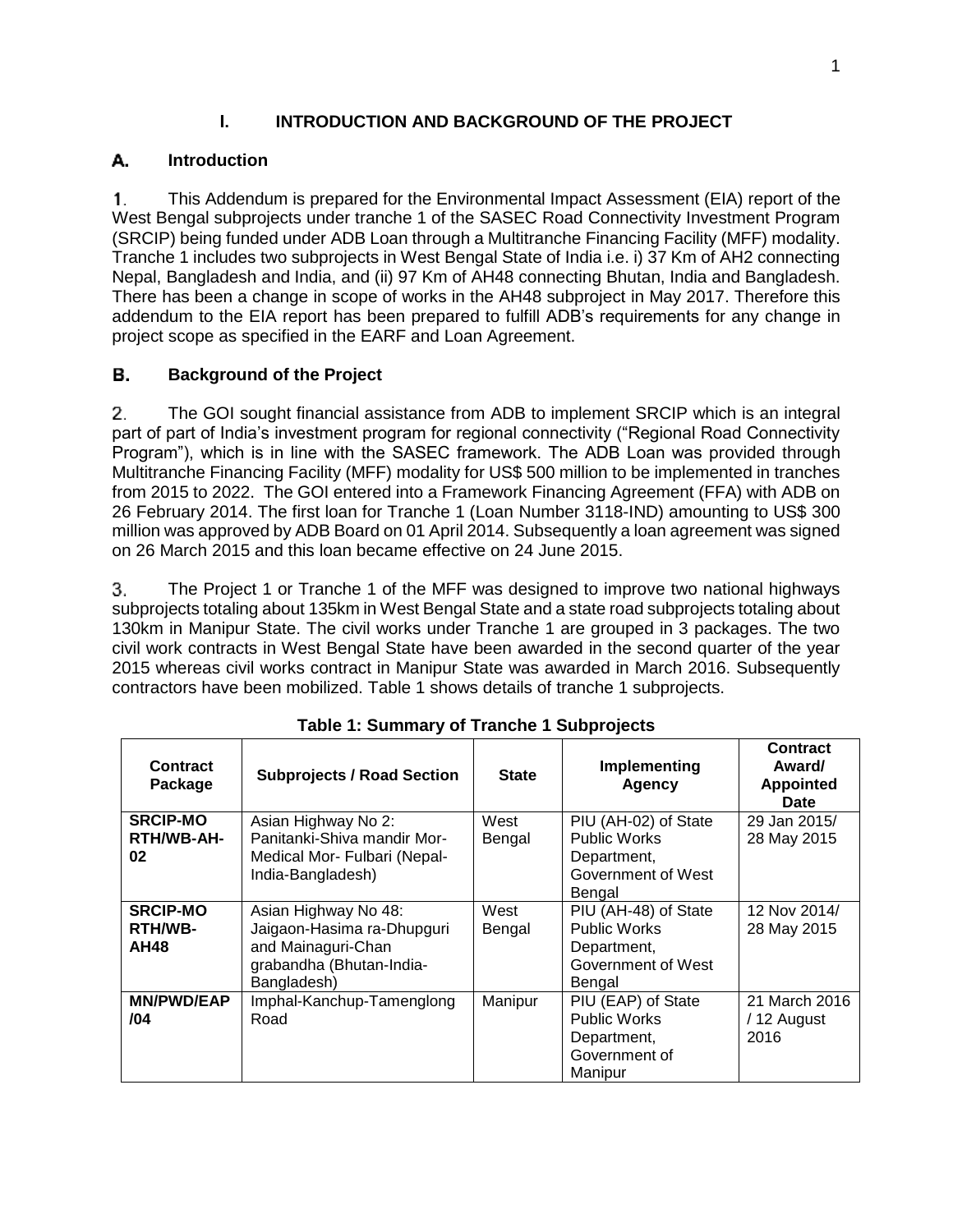# I. INTRODUCTION AND BACKGROUND OF THE PROJECT

## A. Introduction

1. This Addendum is prepared for the Environmental Impact Assessment (EIA) report of the West Bengal subprojects under tranche 1 of the SASEC Road Connectivity Investment Program (SRCIP) being funded under ADB Loan through a Multitranche Financing Facility (MFF) modality. Tranche 1 includes two subprojects in West Bengal State of India i.e. i) 37 Km of AH2 connecting Nepal, Bangladesh and India, and (ii) 97 Km of AH48 connecting Bhutan, India and Bangladesh. There has been a change in scope of works in the AH48 subproject in May 2017. Therefore this addendum to the EIA report has been prepared to fulfill ADB's requirements for any change in project scope as specified in the EARF and Loan Agreement.

## B. Background of the Project

2. The GOI sought financial assistance from ADB to implement SRCIP which is an integral part of part of India's investment program for regional connectivity ("Regional Road Connectivity Program"), which is in line with the SASEC framework. The ADB Loan was provided through Multitranche Financing Facility (MFF) modality for US$ 500 million to be implemented in tranches from 2015 to 2022. The GOI entered into a Framework Financing Agreement (FFA) with ADB on 26 February 2014. The first loan for Tranche 1 (Loan Number 3118-IND) amounting to US$ 300 million was approved by ADB Board on 01 April 2014. Subsequently a loan agreement was signed on 26 March 2015 and this loan became effective on 24 June 2015.

3. The Project 1 or Tranche 1 of the MFF was designed to improve two national highways subprojects totaling about 135km in West Bengal State and a state road subprojects totaling about 130km in Manipur State. The civil works under Tranche 1 are grouped in 3 packages. The two civil work contracts in West Bengal State have been awarded in the second quarter of the year 2015 whereas civil works contract in Manipur State was awarded in March 2016. Subsequently contractors have been mobilized. Table 1 shows details of tranche 1 subprojects.

**Table 1: Summary of Tranche 1 Subprojects**

| Contract Package | Subprojects / Road Section | State | Implementing Agency | Contract Award/ Appointed Date |
|---|---|---|---|---|
| **SRCIP-MORTH/WB-AH-02** | Asian Highway No 2: Panitanki-Shiva mandir Mor-Medical Mor- Fulbari (Nepal-India-Bangladesh) | West Bengal | PIU (AH-02) of State Public Works Department, Government of West Bengal | 29 Jan 2015/ 28 May 2015 |
| **SRCIP-MORTH/WB-AH48** | Asian Highway No 48: Jaigaon-Hasima ra-Dhupguri and Mainaguri-Changrabandha (Bhutan-India-Bangladesh) | West Bengal | PIU (AH-48) of State Public Works Department, Government of West Bengal | 12 Nov 2014/ 28 May 2015 |
| **MN/PWD/EAP/04** | Imphal-Kanchup-Tamenglong Road | Manipur | PIU (EAP) of State Public Works Department, Government of Manipur | 21 March 2016 / 12 August 2016 |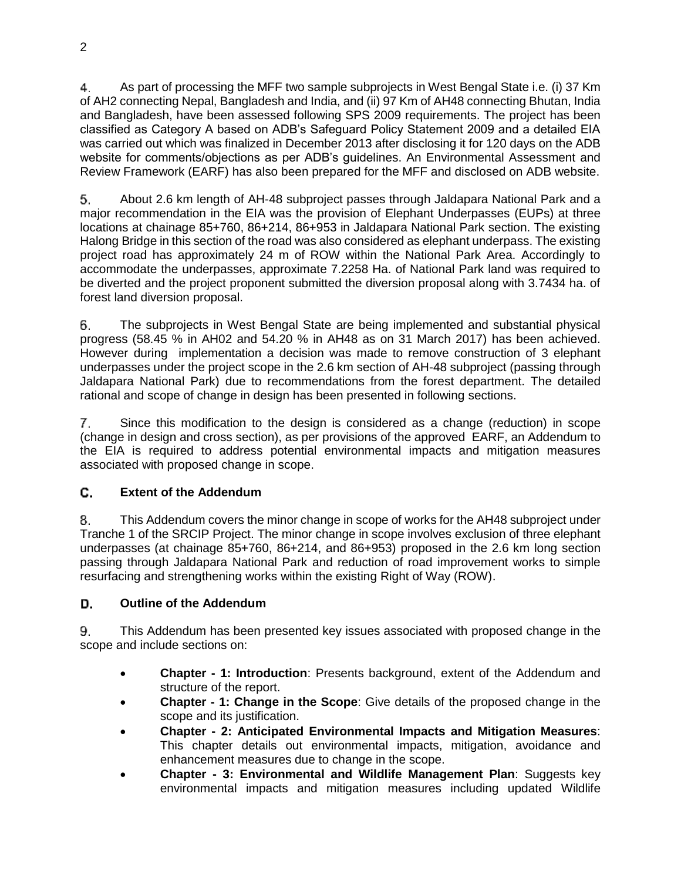4. As part of processing the MFF two sample subprojects in West Bengal State i.e. (i) 37 Km of AH2 connecting Nepal, Bangladesh and India, and (ii) 97 Km of AH48 connecting Bhutan, India and Bangladesh, have been assessed following SPS 2009 requirements. The project has been classified as Category A based on ADB's Safeguard Policy Statement 2009 and a detailed EIA was carried out which was finalized in December 2013 after disclosing it for 120 days on the ADB website for comments/objections as per ADB's guidelines. An Environmental Assessment and Review Framework (EARF) has also been prepared for the MFF and disclosed on ADB website.

5. About 2.6 km length of AH-48 subproject passes through Jaldapara National Park and a major recommendation in the EIA was the provision of Elephant Underpasses (EUPs) at three locations at chainage 85+760, 86+214, 86+953 in Jaldapara National Park section. The existing Halong Bridge in this section of the road was also considered as elephant underpass. The existing project road has approximately 24 m of ROW within the National Park Area. Accordingly to accommodate the underpasses, approximate 7.2258 Ha. of National Park land was required to be diverted and the project proponent submitted the diversion proposal along with 3.7434 ha. of forest land diversion proposal.

6. The subprojects in West Bengal State are being implemented and substantial physical progress (58.45 % in AH02 and 54.20 % in AH48 as on 31 March 2017) has been achieved. However during implementation a decision was made to remove construction of 3 elephant underpasses under the project scope in the 2.6 km section of AH-48 subproject (passing through Jaldapara National Park) due to recommendations from the forest department. The detailed rational and scope of change in design has been presented in following sections.

7. Since this modification to the design is considered as a change (reduction) in scope (change in design and cross section), as per provisions of the approved EARF, an Addendum to the EIA is required to address potential environmental impacts and mitigation measures associated with proposed change in scope.

## C. Extent of the Addendum

8. This Addendum covers the minor change in scope of works for the AH48 subproject under Tranche 1 of the SRCIP Project. The minor change in scope involves exclusion of three elephant underpasses (at chainage 85+760, 86+214, and 86+953) proposed in the 2.6 km long section passing through Jaldapara National Park and reduction of road improvement works to simple resurfacing and strengthening works within the existing Right of Way (ROW).

## D. Outline of the Addendum

9. This Addendum has been presented key issues associated with proposed change in the scope and include sections on:

- **Chapter - 1: Introduction**: Presents background, extent of the Addendum and structure of the report.
- **Chapter - 1: Change in the Scope**: Give details of the proposed change in the scope and its justification.
- **Chapter - 2: Anticipated Environmental Impacts and Mitigation Measures**: This chapter details out environmental impacts, mitigation, avoidance and enhancement measures due to change in the scope.
- **Chapter - 3: Environmental and Wildlife Management Plan**: Suggests key environmental impacts and mitigation measures including updated Wildlife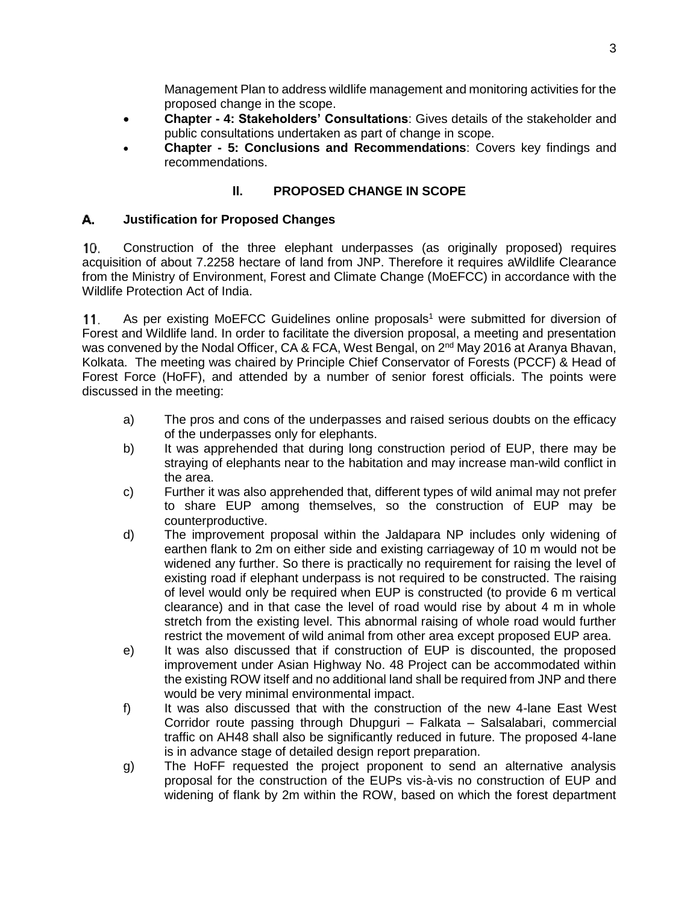Management Plan to address wildlife management and monitoring activities for the proposed change in the scope.

- **Chapter - 4: Stakeholders' Consultations**: Gives details of the stakeholder and public consultations undertaken as part of change in scope.
- **Chapter - 5: Conclusions and Recommendations**: Covers key findings and recommendations.

## II. PROPOSED CHANGE IN SCOPE

### A. Justification for Proposed Changes

10. Construction of the three elephant underpasses (as originally proposed) requires acquisition of about 7.2258 hectare of land from JNP. Therefore it requires aWildlife Clearance from the Ministry of Environment, Forest and Climate Change (MoEFCC) in accordance with the Wildlife Protection Act of India.

11. As per existing MoEFCC Guidelines online proposals[1] were submitted for diversion of Forest and Wildlife land. In order to facilitate the diversion proposal, a meeting and presentation was convened by the Nodal Officer, CA & FCA, West Bengal, on 2nd May 2016 at Aranya Bhavan, Kolkata. The meeting was chaired by Principle Chief Conservator of Forests (PCCF) & Head of Forest Force (HoFF), and attended by a number of senior forest officials. The points were discussed in the meeting:

a) The pros and cons of the underpasses and raised serious doubts on the efficacy of the underpasses only for elephants.

b) It was apprehended that during long construction period of EUP, there may be straying of elephants near to the habitation and may increase man-wild conflict in the area.

c) Further it was also apprehended that, different types of wild animal may not prefer to share EUP among themselves, so the construction of EUP may be counterproductive.

d) The improvement proposal within the Jaldapara NP includes only widening of earthen flank to 2m on either side and existing carriageway of 10 m would not be widened any further. So there is practically no requirement for raising the level of existing road if elephant underpass is not required to be constructed. The raising of level would only be required when EUP is constructed (to provide 6 m vertical clearance) and in that case the level of road would rise by about 4 m in whole stretch from the existing level. This abnormal raising of whole road would further restrict the movement of wild animal from other area except proposed EUP area.

e) It was also discussed that if construction of EUP is discounted, the proposed improvement under Asian Highway No. 48 Project can be accommodated within the existing ROW itself and no additional land shall be required from JNP and there would be very minimal environmental impact.

f) It was also discussed that with the construction of the new 4-lane East West Corridor route passing through Dhupguri – Falkata – Salsalabari, commercial traffic on AH48 shall also be significantly reduced in future. The proposed 4-lane is in advance stage of detailed design report preparation.

g) The HoFF requested the project proponent to send an alternative analysis proposal for the construction of the EUPs vis-à-vis no construction of EUP and widening of flank by 2m within the ROW, based on which the forest department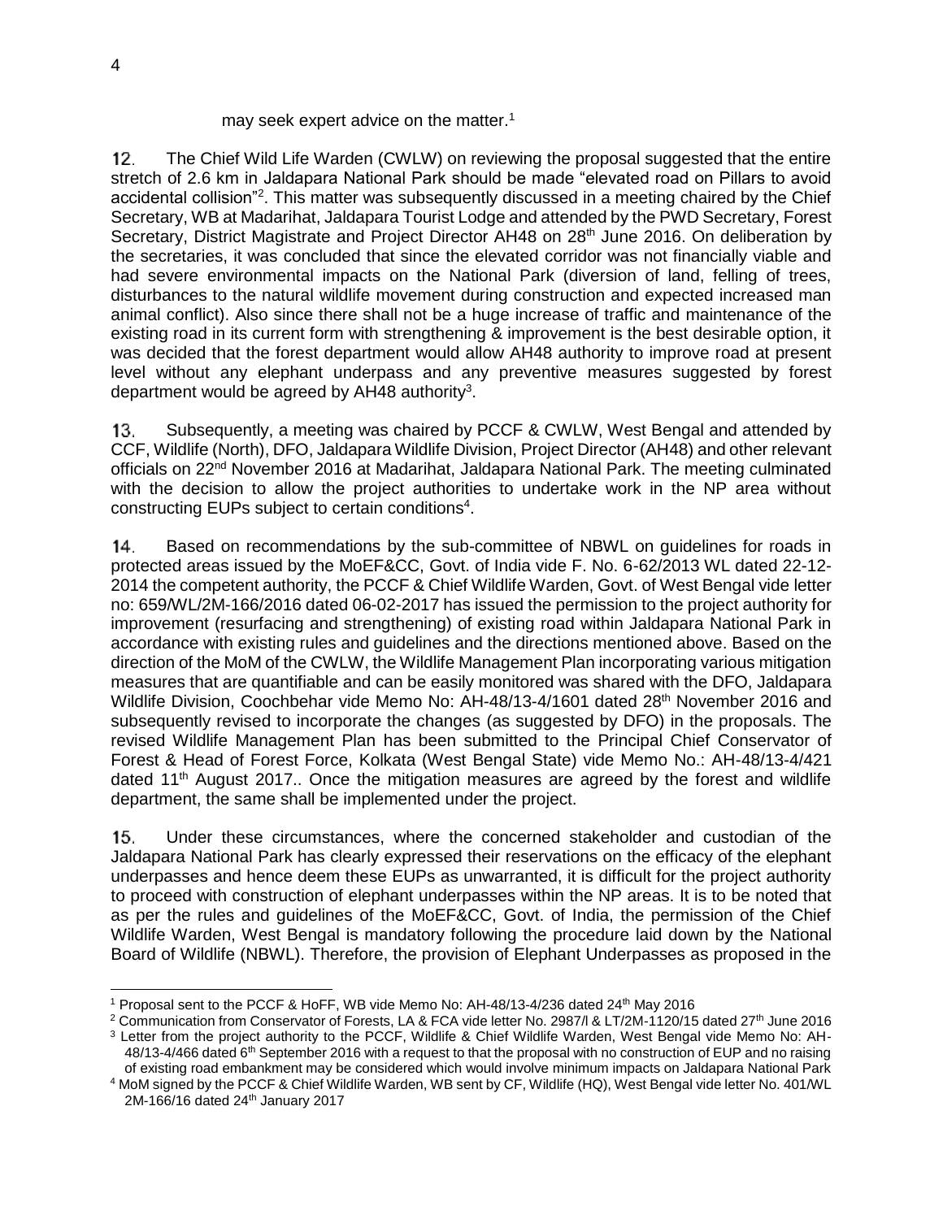may seek expert advice on the matter.[1]

12. The Chief Wild Life Warden (CWLW) on reviewing the proposal suggested that the entire stretch of 2.6 km in Jaldapara National Park should be made "elevated road on Pillars to avoid accidental collision"[2]. This matter was subsequently discussed in a meeting chaired by the Chief Secretary, WB at Madarihat, Jaldapara Tourist Lodge and attended by the PWD Secretary, Forest Secretary, District Magistrate and Project Director AH48 on 28th June 2016. On deliberation by the secretaries, it was concluded that since the elevated corridor was not financially viable and had severe environmental impacts on the National Park (diversion of land, felling of trees, disturbances to the natural wildlife movement during construction and expected increased man animal conflict). Also since there shall not be a huge increase of traffic and maintenance of the existing road in its current form with strengthening & improvement is the best desirable option, it was decided that the forest department would allow AH48 authority to improve road at present level without any elephant underpass and any preventive measures suggested by forest department would be agreed by AH48 authority[3].

13. Subsequently, a meeting was chaired by PCCF & CWLW, West Bengal and attended by CCF, Wildlife (North), DFO, Jaldapara Wildlife Division, Project Director (AH48) and other relevant officials on 22nd November 2016 at Madarihat, Jaldapara National Park. The meeting culminated with the decision to allow the project authorities to undertake work in the NP area without constructing EUPs subject to certain conditions[4].

14. Based on recommendations by the sub-committee of NBWL on guidelines for roads in protected areas issued by the MoEF&CC, Govt. of India vide F. No. 6-62/2013 WL dated 22-12-2014 the competent authority, the PCCF & Chief Wildlife Warden, Govt. of West Bengal vide letter no: 659/WL/2M-166/2016 dated 06-02-2017 has issued the permission to the project authority for improvement (resurfacing and strengthening) of existing road within Jaldapara National Park in accordance with existing rules and guidelines and the directions mentioned above. Based on the direction of the MoM of the CWLW, the Wildlife Management Plan incorporating various mitigation measures that are quantifiable and can be easily monitored was shared with the DFO, Jaldapara Wildlife Division, Coochbehar vide Memo No: AH-48/13-4/1601 dated 28th November 2016 and subsequently revised to incorporate the changes (as suggested by DFO) in the proposals. The revised Wildlife Management Plan has been submitted to the Principal Chief Conservator of Forest & Head of Forest Force, Kolkata (West Bengal State) vide Memo No.: AH-48/13-4/421 dated 11th August 2017.. Once the mitigation measures are agreed by the forest and wildlife department, the same shall be implemented under the project.

15. Under these circumstances, where the concerned stakeholder and custodian of the Jaldapara National Park has clearly expressed their reservations on the efficacy of the elephant underpasses and hence deem these EUPs as unwarranted, it is difficult for the project authority to proceed with construction of elephant underpasses within the NP areas. It is to be noted that as per the rules and guidelines of the MoEF&CC, Govt. of India, the permission of the Chief Wildlife Warden, West Bengal is mandatory following the procedure laid down by the National Board of Wildlife (NBWL). Therefore, the provision of Elephant Underpasses as proposed in the

---

[1] Proposal sent to the PCCF & HoFF, WB vide Memo No: AH-48/13-4/236 dated 24th May 2016

[2] Communication from Conservator of Forests, LA & FCA vide letter No. 2987/l & LT/2M-1120/15 dated 27th June 2016

[3] Letter from the project authority to the PCCF, Wildlife & Chief Wildlife Warden, West Bengal vide Memo No: AH-48/13-4/466 dated 6th September 2016 with a request to that the proposal with no construction of EUP and no raising of existing road embankment may be considered which would involve minimum impacts on Jaldapara National Park

[4] MoM signed by the PCCF & Chief Wildlife Warden, WB sent by CF, Wildlife (HQ), West Bengal vide letter No. 401/WL 2M-166/16 dated 24th January 2017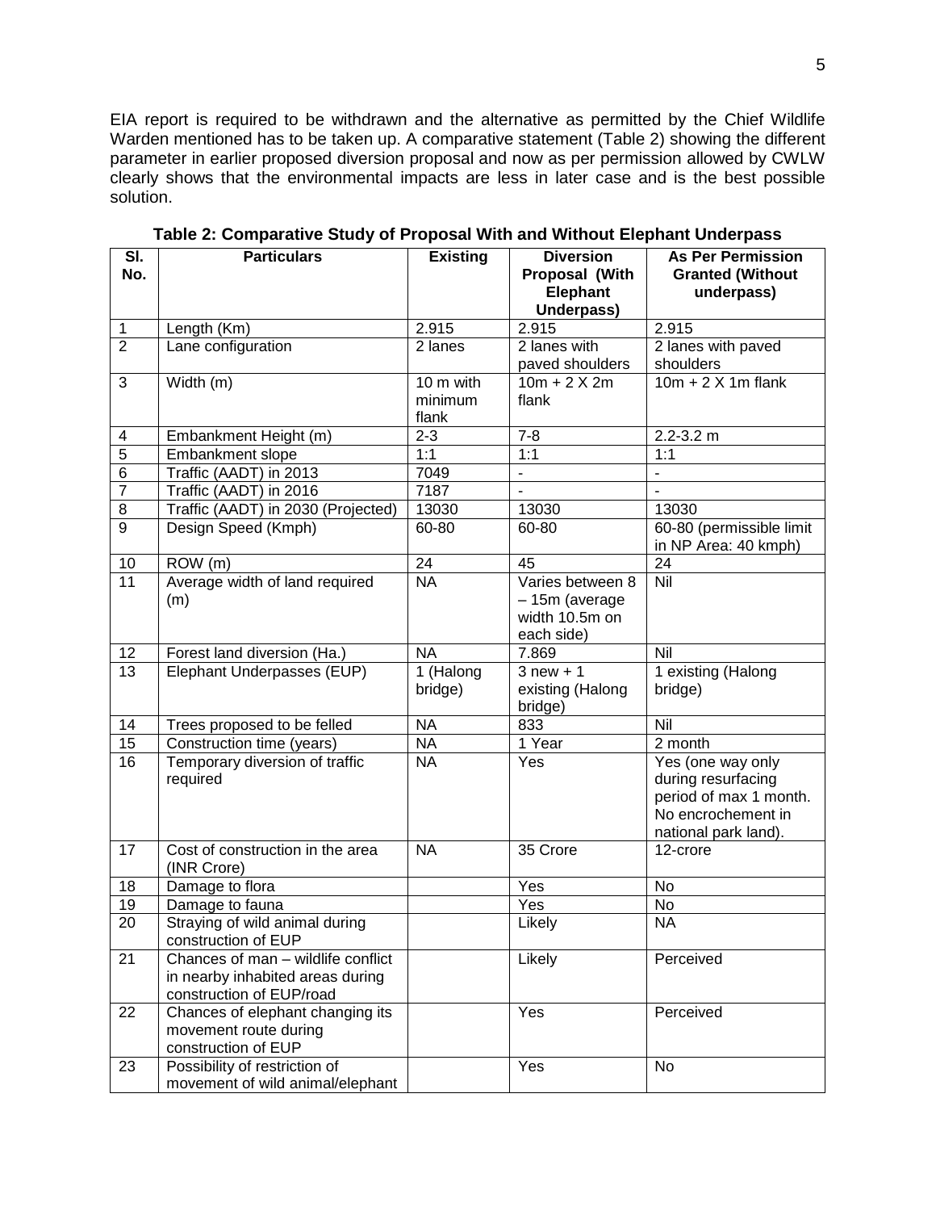EIA report is required to be withdrawn and the alternative as permitted by the Chief Wildlife Warden mentioned has to be taken up. A comparative statement (Table 2) showing the different parameter in earlier proposed diversion proposal and now as per permission allowed by CWLW clearly shows that the environmental impacts are less in later case and is the best possible solution.

**Table 2: Comparative Study of Proposal With and Without Elephant Underpass**

| Sl. No. | Particulars | Existing | Diversion Proposal (With Elephant Underpass) | As Per Permission Granted (Without underpass) |
|---|---|---|---|---|
| 1 | Length (Km) | 2.915 | 2.915 | 2.915 |
| 2 | Lane configuration | 2 lanes | 2 lanes with paved shoulders | 2 lanes with paved shoulders |
| 3 | Width (m) | 10 m with minimum flank | 10m + 2 X 2m flank | 10m + 2 X 1m flank |
| 4 | Embankment Height (m) | 2-3 | 7-8 | 2.2-3.2 m |
| 5 | Embankment slope | 1:1 | 1:1 | 1:1 |
| 6 | Traffic (AADT) in 2013 | 7049 | - | - |
| 7 | Traffic (AADT) in 2016 | 7187 | - | - |
| 8 | Traffic (AADT) in 2030 (Projected) | 13030 | 13030 | 13030 |
| 9 | Design Speed (Kmph) | 60-80 | 60-80 | 60-80 (permissible limit in NP Area: 40 kmph) |
| 10 | ROW (m) | 24 | 45 | 24 |
| 11 | Average width of land required (m) | NA | Varies between 8 – 15m (average width 10.5m on each side) | Nil |
| 12 | Forest land diversion (Ha.) | NA | 7.869 | Nil |
| 13 | Elephant Underpasses (EUP) | 1 (Halong bridge) | 3 new + 1 existing (Halong bridge) | 1 existing (Halong bridge) |
| 14 | Trees proposed to be felled | NA | 833 | Nil |
| 15 | Construction time (years) | NA | 1 Year | 2 month |
| 16 | Temporary diversion of traffic required | NA | Yes | Yes (one way only during resurfacing period of max 1 month. No encrochement in national park land). |
| 17 | Cost of construction in the area (INR Crore) | NA | 35 Crore | 12-crore |
| 18 | Damage to flora | | Yes | No |
| 19 | Damage to fauna | | Yes | No |
| 20 | Straying of wild animal during construction of EUP | | Likely | NA |
| 21 | Chances of man – wildlife conflict in nearby inhabited areas during construction of EUP/road | | Likely | Perceived |
| 22 | Chances of elephant changing its movement route during construction of EUP | | Yes | Perceived |
| 23 | Possibility of restriction of movement of wild animal/elephant | | Yes | No |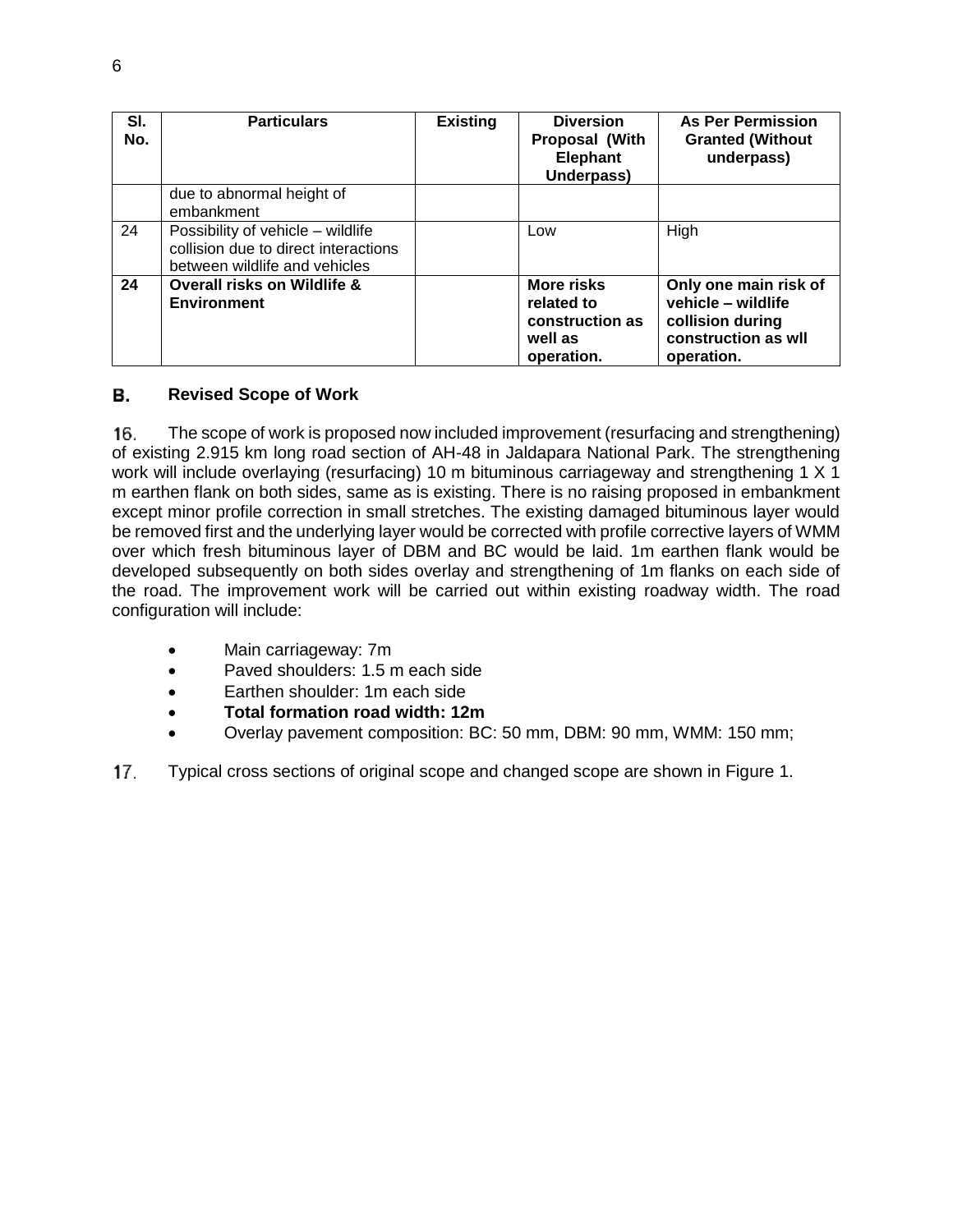| Sl. No. | Particulars | Existing | Diversion Proposal (With Elephant Underpass) | As Per Permission Granted (Without underpass) |
|---|---|---|---|---|
| | due to abnormal height of embankment | | | |
| 24 | Possibility of vehicle – wildlife collision due to direct interactions between wildlife and vehicles | | Low | High |
| **24** | **Overall risks on Wildlife & Environment** | | **More risks related to construction as well as operation.** | **Only one main risk of vehicle – wildlife collision during construction as wll operation.** |

## B. Revised Scope of Work

16. The scope of work is proposed now included improvement (resurfacing and strengthening) of existing 2.915 km long road section of AH-48 in Jaldapara National Park. The strengthening work will include overlaying (resurfacing) 10 m bituminous carriageway and strengthening 1 X 1 m earthen flank on both sides, same as is existing. There is no raising proposed in embankment except minor profile correction in small stretches. The existing damaged bituminous layer would be removed first and the underlying layer would be corrected with profile corrective layers of WMM over which fresh bituminous layer of DBM and BC would be laid. 1m earthen flank would be developed subsequently on both sides overlay and strengthening of 1m flanks on each side of the road. The improvement work will be carried out within existing roadway width. The road configuration will include:

- Main carriageway: 7m
- Paved shoulders: 1.5 m each side
- Earthen shoulder: 1m each side
- **Total formation road width: 12m**
- Overlay pavement composition: BC: 50 mm, DBM: 90 mm, WMM: 150 mm;

17. Typical cross sections of original scope and changed scope are shown in Figure 1.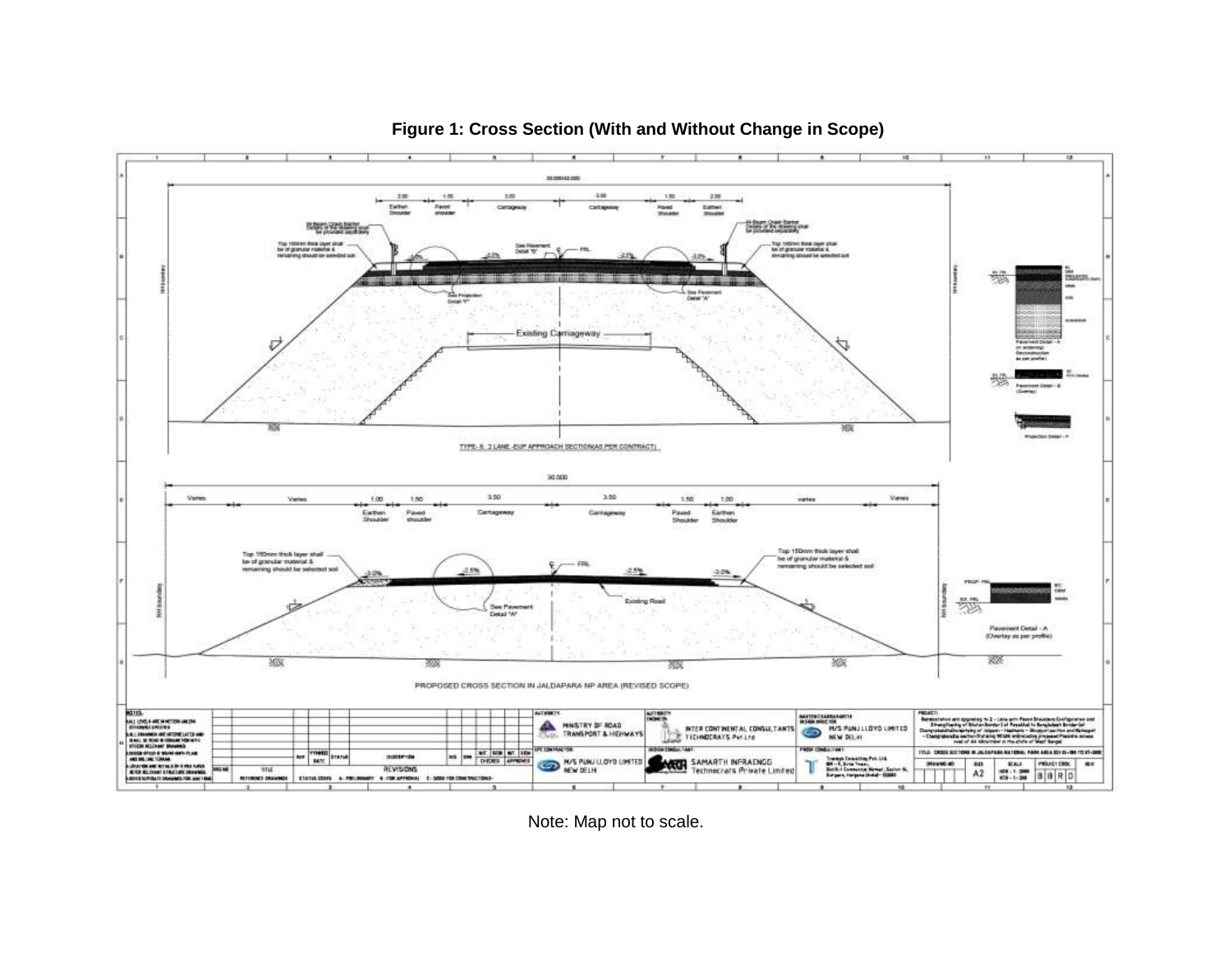**Figure 1: Cross Section (With and Without Change in Scope)**

Note: Map not to scale.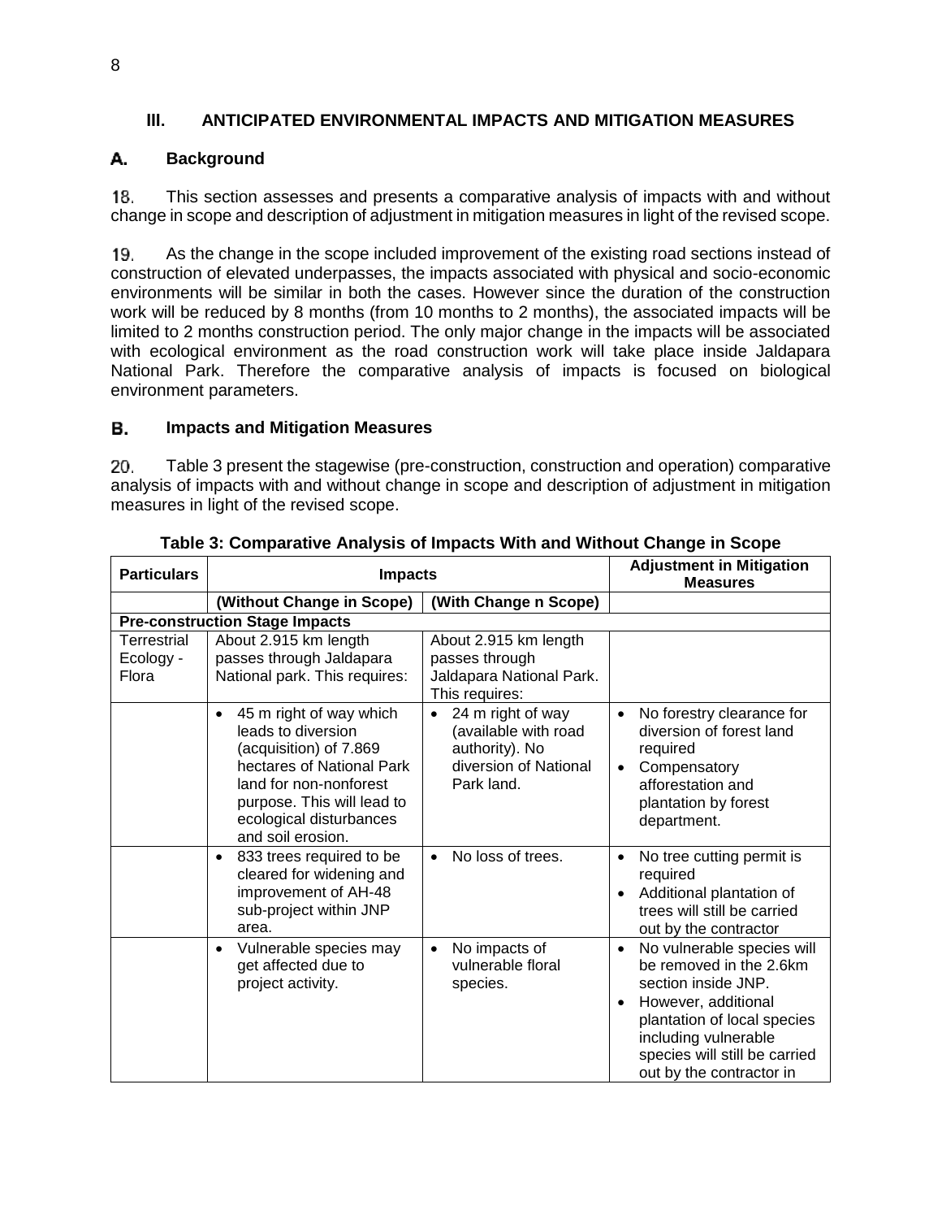## III. ANTICIPATED ENVIRONMENTAL IMPACTS AND MITIGATION MEASURES

### A. Background

18. This section assesses and presents a comparative analysis of impacts with and without change in scope and description of adjustment in mitigation measures in light of the revised scope.

19. As the change in the scope included improvement of the existing road sections instead of construction of elevated underpasses, the impacts associated with physical and socio-economic environments will be similar in both the cases. However since the duration of the construction work will be reduced by 8 months (from 10 months to 2 months), the associated impacts will be limited to 2 months construction period. The only major change in the impacts will be associated with ecological environment as the road construction work will take place inside Jaldapara National Park. Therefore the comparative analysis of impacts is focused on biological environment parameters.

### B. Impacts and Mitigation Measures

20. Table 3 present the stagewise (pre-construction, construction and operation) comparative analysis of impacts with and without change in scope and description of adjustment in mitigation measures in light of the revised scope.

**Table 3: Comparative Analysis of Impacts With and Without Change in Scope**

| Particulars | Impacts | | Adjustment in Mitigation Measures |
|---|---|---|---|
| | (Without Change in Scope) | (With Change n Scope) | |
| **Pre-construction Stage Impacts** | | | |
| Terrestrial Ecology - Flora | About 2.915 km length passes through Jaldapara National park. This requires: | About 2.915 km length passes through Jaldapara National Park. This requires: | |
| | • 45 m right of way which leads to diversion (acquisition) of 7.869 hectares of National Park land for non-nonforest purpose. This will lead to ecological disturbances and soil erosion. | • 24 m right of way (available with road authority). No diversion of National Park land. | • No forestry clearance for diversion of forest land required<br>• Compensatory afforestation and plantation by forest department. |
| | • 833 trees required to be cleared for widening and improvement of AH-48 sub-project within JNP area. | • No loss of trees. | • No tree cutting permit is required<br>• Additional plantation of trees will still be carried out by the contractor |
| | • Vulnerable species may get affected due to project activity. | • No impacts of vulnerable floral species. | • No vulnerable species will be removed in the 2.6km section inside JNP.<br>• However, additional plantation of local species including vulnerable species will still be carried out by the contractor in |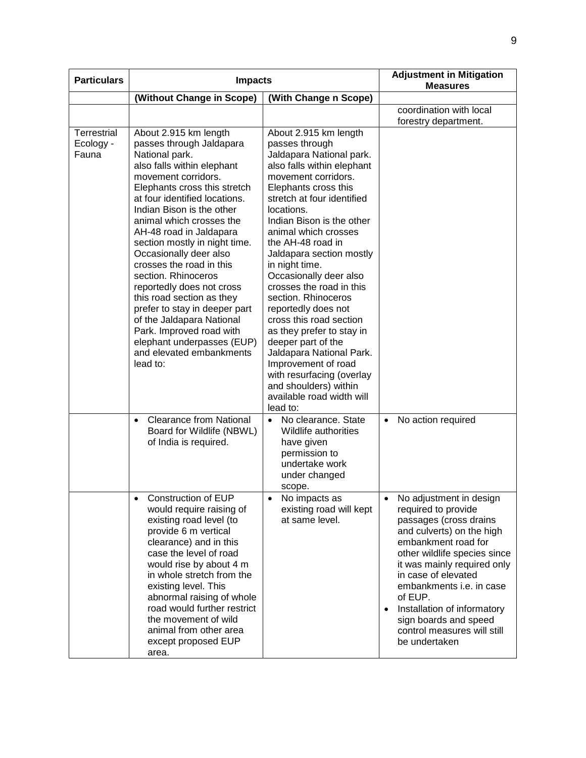| Particulars | Impacts | | Adjustment in Mitigation Measures |
|---|---|---|---|
| | (Without Change in Scope) | (With Change n Scope) | |
| | | | coordination with local forestry department. |
| Terrestrial Ecology - Fauna | About 2.915 km length passes through Jaldapara National park.<br>also falls within elephant movement corridors.<br>Elephants cross this stretch at four identified locations.<br>Indian Bison is the other animal which crosses the AH-48 road in Jaldapara section mostly in night time.<br>Occasionally deer also crosses the road in this section. Rhinoceros reportedly does not cross this road section as they prefer to stay in deeper part of the Jaldapara National Park. Improved road with elephant underpasses (EUP) and elevated embankments lead to: | About 2.915 km length passes through Jaldapara National park.<br>also falls within elephant movement corridors.<br>Elephants cross this stretch at four identified locations.<br>Indian Bison is the other animal which crosses the AH-48 road in Jaldapara section mostly in night time.<br>Occasionally deer also crosses the road in this section. Rhinoceros reportedly does not cross this road section as they prefer to stay in deeper part of the Jaldapara National Park.<br>Improvement of road with resurfacing (overlay and shoulders) within available road width will lead to: | |
| | • Clearance from National Board for Wildlife (NBWL) of India is required. | • No clearance. State Wildlife authorities have given permission to undertake work under changed scope. | • No action required |
| | • Construction of EUP would require raising of existing road level (to provide 6 m vertical clearance) and in this case the level of road would rise by about 4 m in whole stretch from the existing level. This abnormal raising of whole road would further restrict the movement of wild animal from other area except proposed EUP area. | • No impacts as existing road will kept at same level. | • No adjustment in design required to provide passages (cross drains and culverts) on the high embankment road for other wildlife species since it was mainly required only in case of elevated embankments i.e. in case of EUP.<br>• Installation of informatory sign boards and speed control measures will still be undertaken |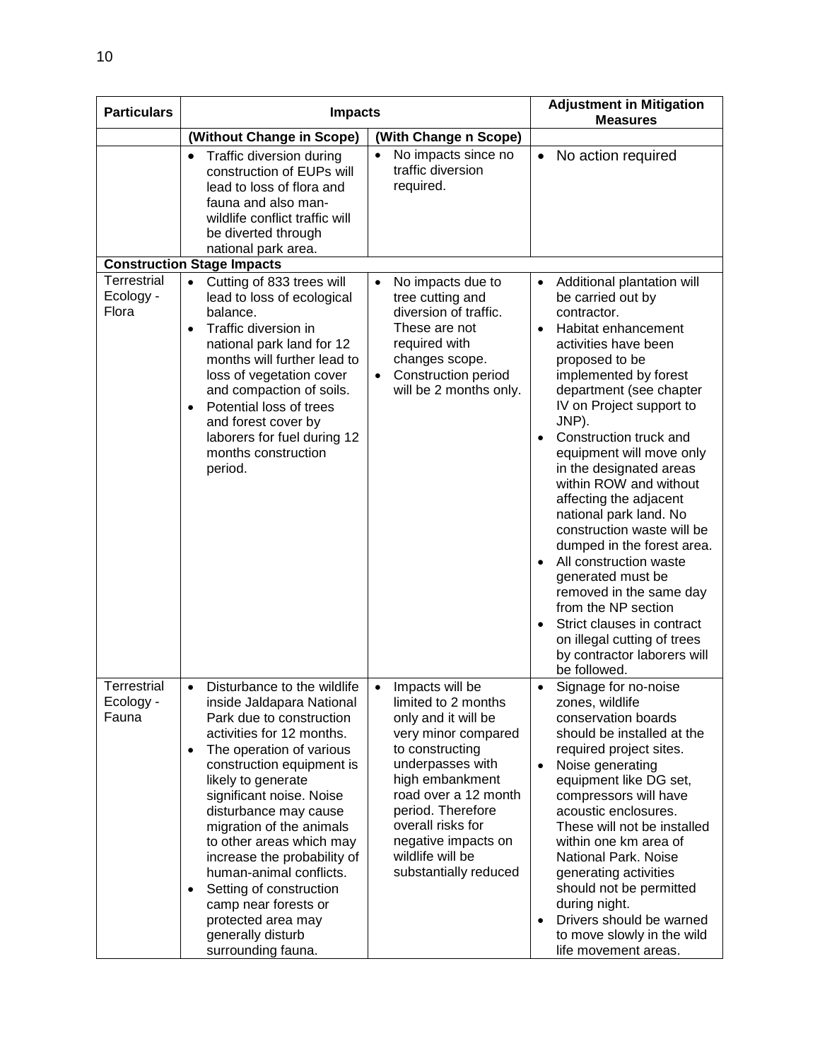| Particulars | Impacts | | Adjustment in Mitigation Measures |
|---|---|---|---|
| | (Without Change in Scope) | (With Change n Scope) | |
| | • Traffic diversion during construction of EUPs will lead to loss of flora and fauna and also man-wildlife conflict traffic will be diverted through national park area. | • No impacts since no traffic diversion required. | • No action required |
| **Construction Stage Impacts** | | | |
| Terrestrial Ecology - Flora | • Cutting of 833 trees will lead to loss of ecological balance.<br>• Traffic diversion in national park land for 12 months will further lead to loss of vegetation cover and compaction of soils.<br>• Potential loss of trees and forest cover by laborers for fuel during 12 months construction period. | • No impacts due to tree cutting and diversion of traffic. These are not required with changes scope.<br>• Construction period will be 2 months only. | • Additional plantation will be carried out by contractor.<br>• Habitat enhancement activities have been proposed to be implemented by forest department (see chapter IV on Project support to JNP).<br>• Construction truck and equipment will move only in the designated areas within ROW and without affecting the adjacent national park land. No construction waste will be dumped in the forest area.<br>• All construction waste generated must be removed in the same day from the NP section<br>• Strict clauses in contract on illegal cutting of trees by contractor laborers will be followed. |
| Terrestrial Ecology - Fauna | • Disturbance to the wildlife inside Jaldapara National Park due to construction activities for 12 months.<br>• The operation of various construction equipment is likely to generate significant noise. Noise disturbance may cause migration of the animals to other areas which may increase the probability of human-animal conflicts.<br>• Setting of construction camp near forests or protected area may generally disturb surrounding fauna. | • Impacts will be limited to 2 months only and it will be very minor compared to constructing underpasses with high embankment road over a 12 month period. Therefore overall risks for negative impacts on wildlife will be substantially reduced | • Signage for no-noise zones, wildlife conservation boards should be installed at the required project sites.<br>• Noise generating equipment like DG set, compressors will have acoustic enclosures. These will not be installed within one km area of National Park. Noise generating activities should not be permitted during night.<br>• Drivers should be warned to move slowly in the wild life movement areas. |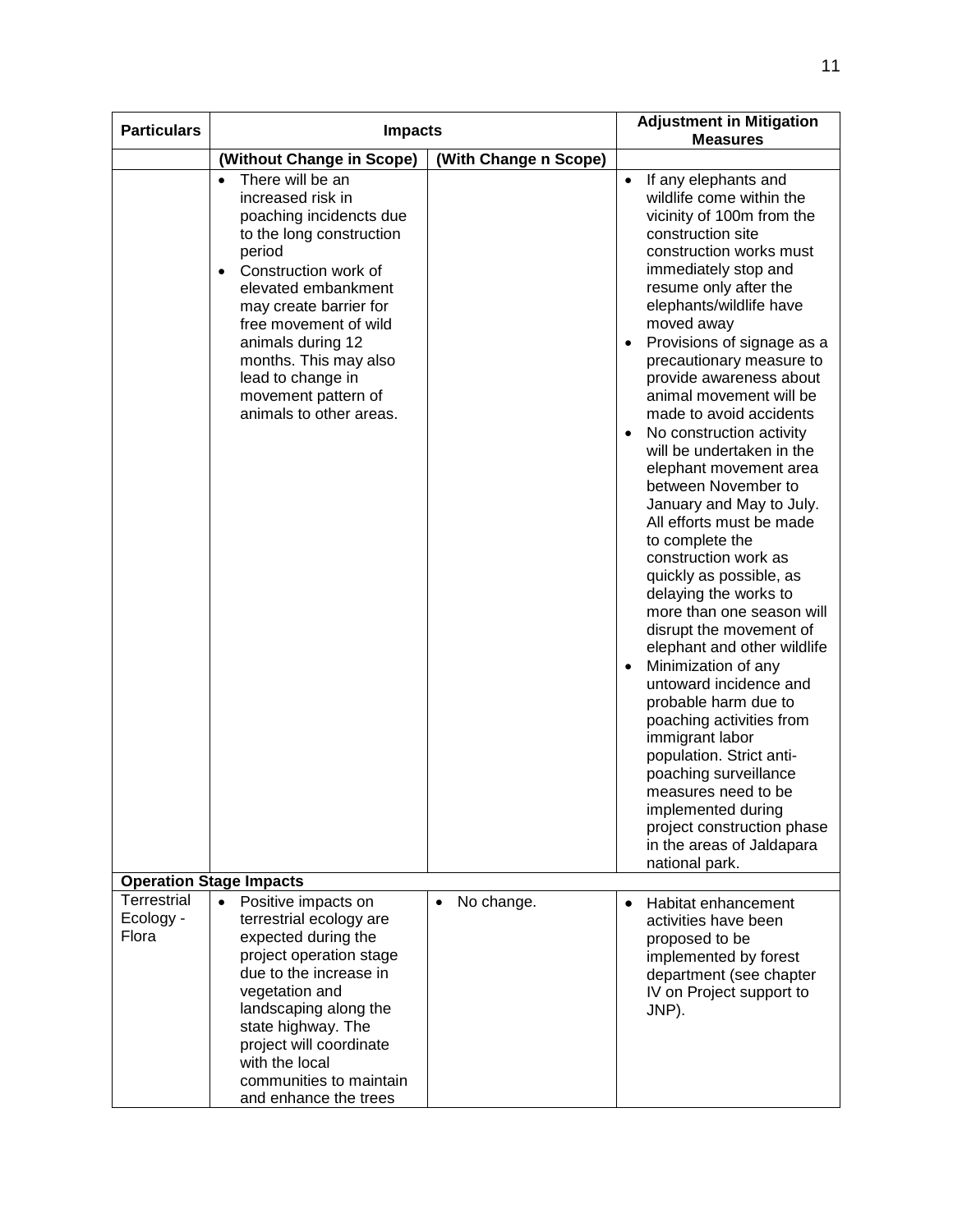| Particulars | Impacts | | Adjustment in Mitigation Measures |
|---|---|---|---|
| | (Without Change in Scope) | (With Change n Scope) | |
| | • There will be an increased risk in poaching incidencts due to the long construction period<br>• Construction work of elevated embankment may create barrier for free movement of wild animals during 12 months. This may also lead to change in movement pattern of animals to other areas. | | • If any elephants and wildlife come within the vicinity of 100m from the construction site construction works must immediately stop and resume only after the elephants/wildlife have moved away<br>• Provisions of signage as a precautionary measure to provide awareness about animal movement will be made to avoid accidents<br>• No construction activity will be undertaken in the elephant movement area between November to January and May to July. All efforts must be made to complete the construction work as quickly as possible, as delaying the works to more than one season will disrupt the movement of elephant and other wildlife<br>• Minimization of any untoward incidence and probable harm due to poaching activities from immigrant labor population. Strict anti-poaching surveillance measures need to be implemented during project construction phase in the areas of Jaldapara national park. |
| **Operation Stage Impacts** | | | |
| Terrestrial Ecology - Flora | • Positive impacts on terrestrial ecology are expected during the project operation stage due to the increase in vegetation and landscaping along the state highway. The project will coordinate with the local communities to maintain and enhance the trees | • No change. | • Habitat enhancement activities have been proposed to be implemented by forest department (see chapter IV on Project support to JNP). |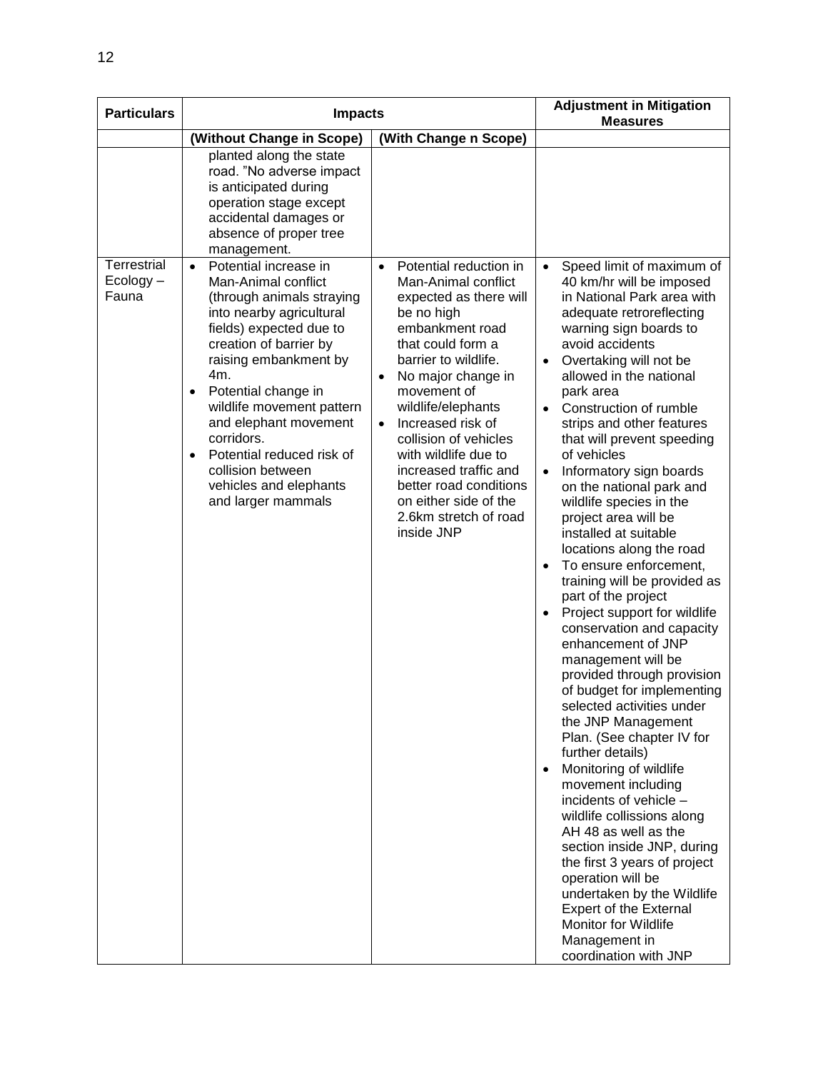| Particulars | Impacts | | Adjustment in Mitigation Measures |
|---|---|---|---|
| | (Without Change in Scope) | (With Change n Scope) | |
| | planted along the state road. "No adverse impact is anticipated during operation stage except accidental damages or absence of proper tree management. | | |
| Terrestrial Ecology – Fauna | • Potential increase in Man-Animal conflict (through animals straying into nearby agricultural fields) expected due to creation of barrier by raising embankment by 4m.<br>• Potential change in wildlife movement pattern and elephant movement corridors.<br>• Potential reduced risk of collision between vehicles and elephants and larger mammals | • Potential reduction in Man-Animal conflict expected as there will be no high embankment road that could form a barrier to wildlife.<br>• No major change in movement of wildlife/elephants<br>• Increased risk of collision of vehicles with wildlife due to increased traffic and better road conditions on either side of the 2.6km stretch of road inside JNP | • Speed limit of maximum of 40 km/hr will be imposed in National Park area with adequate retroreflecting warning sign boards to avoid accidents<br>• Overtaking will not be allowed in the national park area<br>• Construction of rumble strips and other features that will prevent speeding of vehicles<br>• Informatory sign boards on the national park and wildlife species in the project area will be installed at suitable locations along the road<br>• To ensure enforcement, training will be provided as part of the project<br>• Project support for wildlife conservation and capacity enhancement of JNP management will be provided through provision of budget for implementing selected activities under the JNP Management Plan. (See chapter IV for further details)<br>• Monitoring of wildlife movement including incidents of vehicle – wildlife collissions along AH 48 as well as the section inside JNP, during the first 3 years of project operation will be undertaken by the Wildlife Expert of the External Monitor for Wildlife Management in coordination with JNP |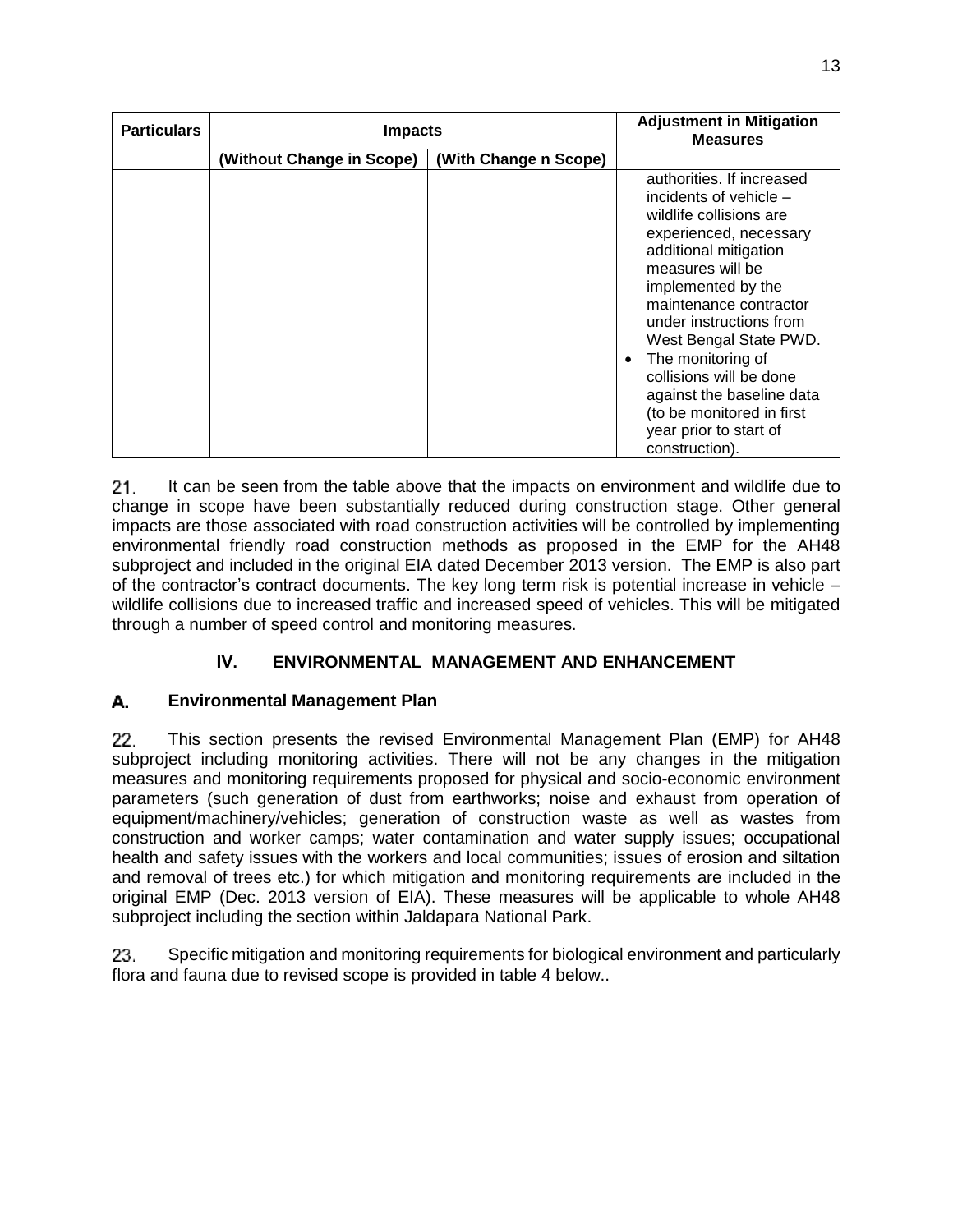| Particulars | Impacts | | Adjustment in Mitigation Measures |
|---|---|---|---|
| | (Without Change in Scope) | (With Change n Scope) | |
| | | | authorities. If increased incidents of vehicle – wildlife collisions are experienced, necessary additional mitigation measures will be implemented by the maintenance contractor under instructions from West Bengal State PWD.<br>• The monitoring of collisions will be done against the baseline data (to be monitored in first year prior to start of construction). |

21. It can be seen from the table above that the impacts on environment and wildlife due to change in scope have been substantially reduced during construction stage. Other general impacts are those associated with road construction activities will be controlled by implementing environmental friendly road construction methods as proposed in the EMP for the AH48 subproject and included in the original EIA dated December 2013 version. The EMP is also part of the contractor's contract documents. The key long term risk is potential increase in vehicle – wildlife collisions due to increased traffic and increased speed of vehicles. This will be mitigated through a number of speed control and monitoring measures.

## IV. ENVIRONMENTAL MANAGEMENT AND ENHANCEMENT

### A. Environmental Management Plan

22. This section presents the revised Environmental Management Plan (EMP) for AH48 subproject including monitoring activities. There will not be any changes in the mitigation measures and monitoring requirements proposed for physical and socio-economic environment parameters (such generation of dust from earthworks; noise and exhaust from operation of equipment/machinery/vehicles; generation of construction waste as well as wastes from construction and worker camps; water contamination and water supply issues; occupational health and safety issues with the workers and local communities; issues of erosion and siltation and removal of trees etc.) for which mitigation and monitoring requirements are included in the original EMP (Dec. 2013 version of EIA). These measures will be applicable to whole AH48 subproject including the section within Jaldapara National Park.

23. Specific mitigation and monitoring requirements for biological environment and particularly flora and fauna due to revised scope is provided in table 4 below..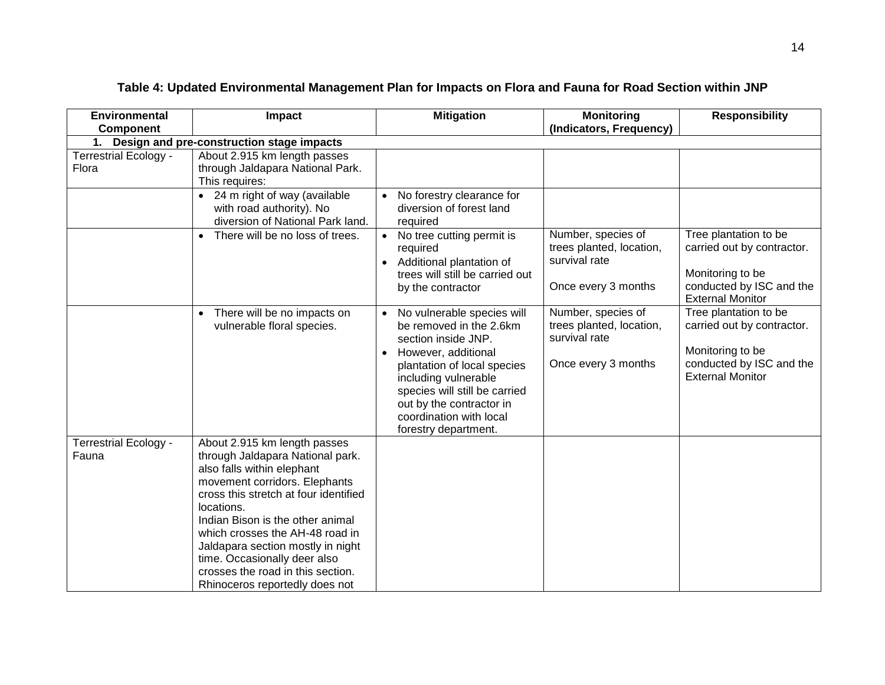**Table 4: Updated Environmental Management Plan for Impacts on Flora and Fauna for Road Section within JNP**

| Environmental Component | Impact | Mitigation | Monitoring (Indicators, Frequency) | Responsibility |
|---|---|---|---|---|
| **1. Design and pre-construction stage impacts** | | | | |
| Terrestrial Ecology - Flora | About 2.915 km length passes through Jaldapara National Park. This requires: | | | |
| | • 24 m right of way (available with road authority). No diversion of National Park land. | • No forestry clearance for diversion of forest land required | | |
| | • There will be no loss of trees. | • No tree cutting permit is required<br>• Additional plantation of trees will still be carried out by the contractor | Number, species of trees planted, location, survival rate<br><br>Once every 3 months | Tree plantation to be carried out by contractor.<br><br>Monitoring to be conducted by ISC and the External Monitor |
| | • There will be no impacts on vulnerable floral species. | • No vulnerable species will be removed in the 2.6km section inside JNP.<br>• However, additional plantation of local species including vulnerable species will still be carried out by the contractor in coordination with local forestry department. | Number, species of trees planted, location, survival rate<br><br>Once every 3 months | Tree plantation to be carried out by contractor.<br><br>Monitoring to be conducted by ISC and the External Monitor |
| Terrestrial Ecology - Fauna | About 2.915 km length passes through Jaldapara National park. also falls within elephant movement corridors. Elephants cross this stretch at four identified locations.<br>Indian Bison is the other animal which crosses the AH-48 road in Jaldapara section mostly in night time. Occasionally deer also crosses the road in this section. Rhinoceros reportedly does not | | | |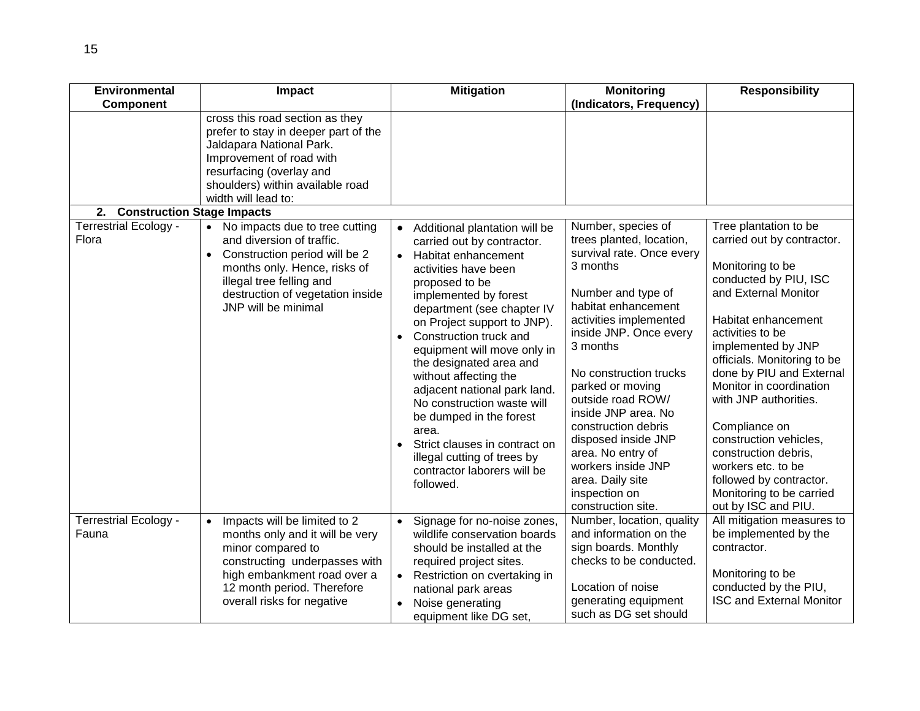| Environmental Component | Impact | Mitigation | Monitoring (Indicators, Frequency) | Responsibility |
|---|---|---|---|---|
| | cross this road section as they prefer to stay in deeper part of the Jaldapara National Park. Improvement of road with resurfacing (overlay and shoulders) within available road width will lead to: | | | |
| **2. Construction Stage Impacts** | | | | |
| Terrestrial Ecology - Flora | • No impacts due to tree cutting and diversion of traffic.<br>• Construction period will be 2 months only. Hence, risks of illegal tree felling and destruction of vegetation inside JNP will be minimal | • Additional plantation will be carried out by contractor.<br>• Habitat enhancement activities have been proposed to be implemented by forest department (see chapter IV on Project support to JNP).<br>• Construction truck and equipment will move only in the designated area and without affecting the adjacent national park land. No construction waste will be dumped in the forest area.<br>• Strict clauses in contract on illegal cutting of trees by contractor laborers will be followed. | Number, species of trees planted, location, survival rate. Once every 3 months<br><br>Number and type of habitat enhancement activities implemented inside JNP. Once every 3 months<br><br>No construction trucks parked or moving outside road ROW/ inside JNP area. No construction debris disposed inside JNP area. No entry of workers inside JNP area. Daily site inspection on construction site. | Tree plantation to be carried out by contractor.<br><br>Monitoring to be conducted by PIU, ISC and External Monitor<br><br>Habitat enhancement activities to be implemented by JNP officials. Monitoring to be done by PIU and External Monitor in coordination with JNP authorities.<br><br>Compliance on construction vehicles, construction debris, workers etc. to be followed by contractor. Monitoring to be carried out by ISC and PIU. |
| Terrestrial Ecology - Fauna | • Impacts will be limited to 2 months only and it will be very minor compared to constructing underpasses with high embankment road over a 12 month period. Therefore overall risks for negative | • Signage for no-noise zones, wildlife conservation boards should be installed at the required project sites.<br>• Restriction on cvertaking in national park areas<br>• Noise generating equipment like DG set, | Number, location, quality and information on the sign boards. Monthly checks to be conducted.<br><br>Location of noise generating equipment such as DG set should | All mitigation measures to be implemented by the contractor.<br><br>Monitoring to be conducted by the PIU, ISC and External Monitor |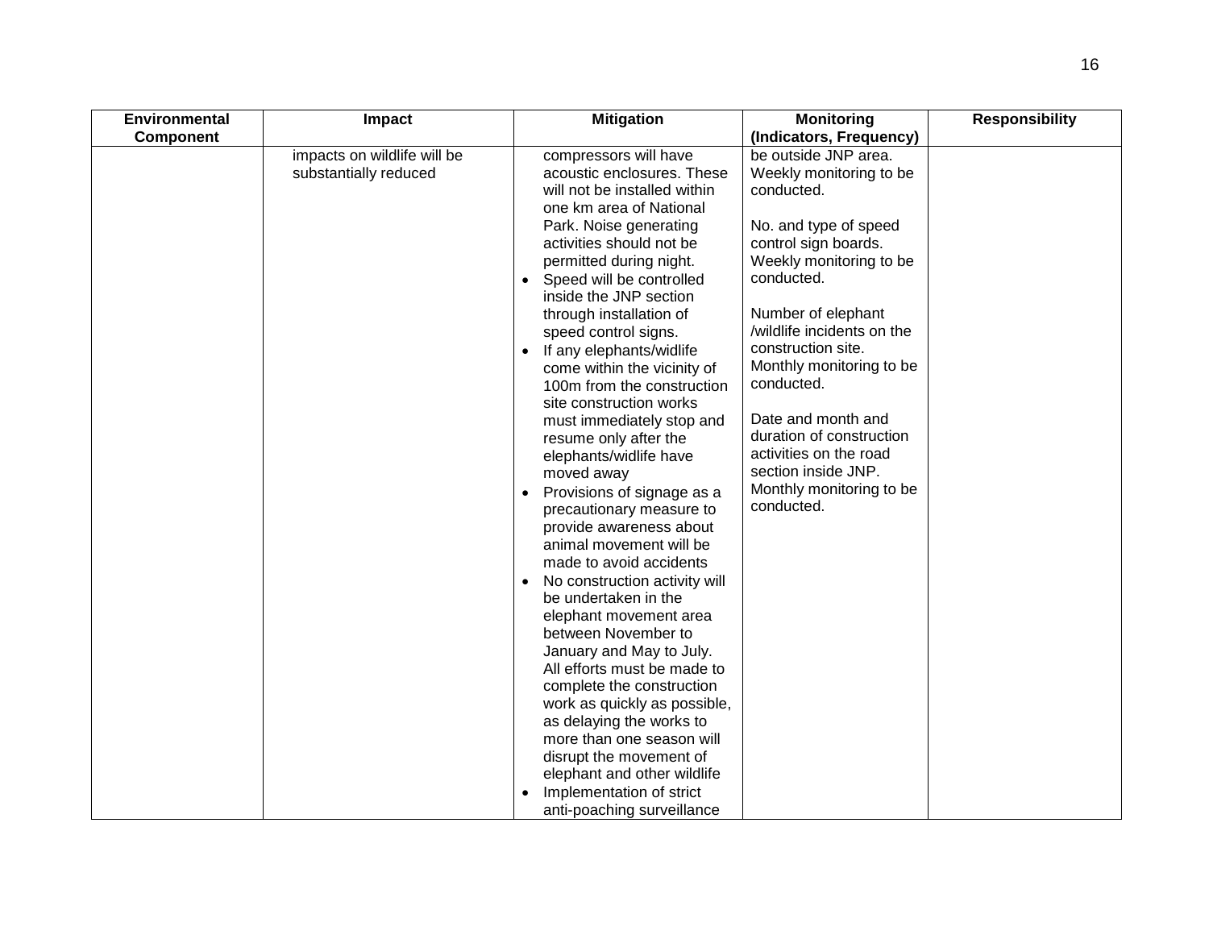| Environmental Component | Impact | Mitigation | Monitoring (Indicators, Frequency) | Responsibility |
|---|---|---|---|---|
| | impacts on wildlife will be substantially reduced | compressors will have acoustic enclosures. These will not be installed within one km area of National Park. Noise generating activities should not be permitted during night.<br>• Speed will be controlled inside the JNP section through installation of speed control signs.<br>• If any elephants/widlife come within the vicinity of 100m from the construction site construction works must immediately stop and resume only after the elephants/widlife have moved away<br>• Provisions of signage as a precautionary measure to provide awareness about animal movement will be made to avoid accidents<br>• No construction activity will be undertaken in the elephant movement area between November to January and May to July. All efforts must be made to complete the construction work as quickly as possible, as delaying the works to more than one season will disrupt the movement of elephant and other wildlife<br>• Implementation of strict anti-poaching surveillance | be outside JNP area. Weekly monitoring to be conducted.<br><br>No. and type of speed control sign boards. Weekly monitoring to be conducted.<br><br>Number of elephant /wildlife incidents on the construction site. Monthly monitoring to be conducted.<br><br>Date and month and duration of construction activities on the road section inside JNP. Monthly monitoring to be conducted. | |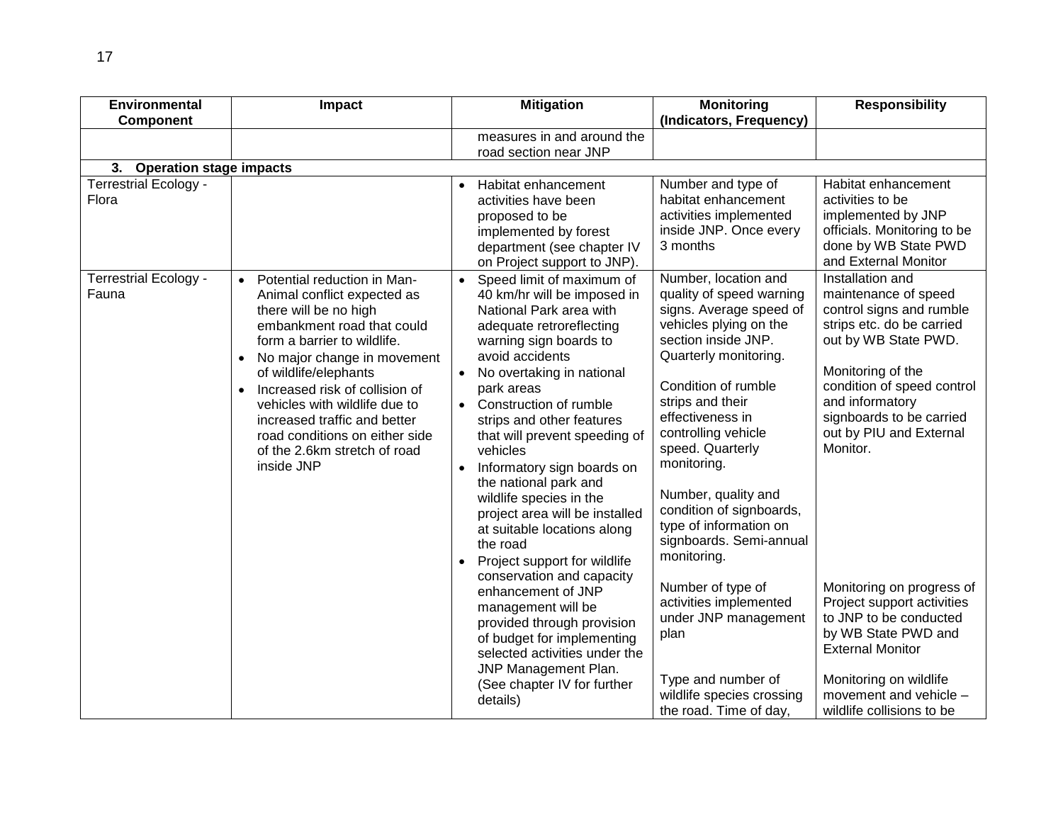| Environmental Component | Impact | Mitigation | Monitoring (Indicators, Frequency) | Responsibility |
|---|---|---|---|---|
| | | measures in and around the road section near JNP | | |
| **3. Operation stage impacts** | | | | |
| Terrestrial Ecology - Flora | | • Habitat enhancement activities have been proposed to be implemented by forest department (see chapter IV on Project support to JNP). | Number and type of habitat enhancement activities implemented inside JNP. Once every 3 months | Habitat enhancement activities to be implemented by JNP officials. Monitoring to be done by WB State PWD and External Monitor |
| Terrestrial Ecology - Fauna | • Potential reduction in Man-Animal conflict expected as there will be no high embankment road that could form a barrier to wildlife.<br>• No major change in movement of wildlife/elephants<br>• Increased risk of collision of vehicles with wildlife due to increased traffic and better road conditions on either side of the 2.6km stretch of road inside JNP | • Speed limit of maximum of 40 km/hr will be imposed in National Park area with adequate retroreflecting warning sign boards to avoid accidents<br>• No overtaking in national park areas<br>• Construction of rumble strips and other features that will prevent speeding of vehicles<br>• Informatory sign boards on the national park and wildlife species in the project area will be installed at suitable locations along the road<br>• Project support for wildlife conservation and capacity enhancement of JNP management will be provided through provision of budget for implementing selected activities under the JNP Management Plan. (See chapter IV for further details) | Number, location and quality of speed warning signs. Average speed of vehicles plying on the section inside JNP. Quarterly monitoring.<br><br>Condition of rumble strips and their effectiveness in controlling vehicle speed. Quarterly monitoring.<br><br>Number, quality and condition of signboards, type of information on signboards. Semi-annual monitoring.<br><br>Number of type of activities implemented under JNP management plan<br><br>Type and number of wildlife species crossing the road. Time of day, | Installation and maintenance of speed control signs and rumble strips etc. do be carried out by WB State PWD.<br><br>Monitoring of the condition of speed control and informatory signboards to be carried out by PIU and External Monitor.<br><br>Monitoring on progress of Project support activities to JNP to be conducted by WB State PWD and External Monitor<br><br>Monitoring on wildlife movement and vehicle – wildlife collisions to be |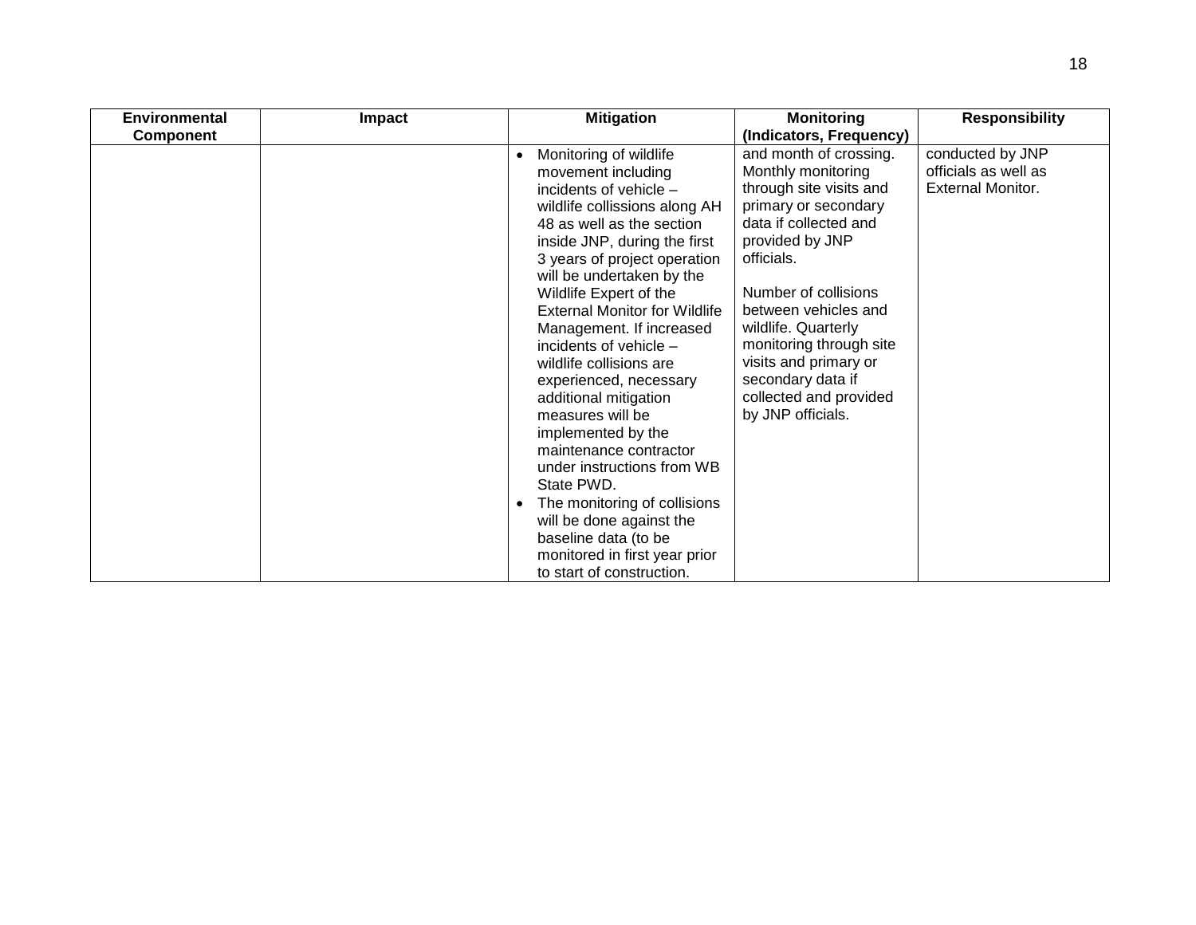| Environmental Component | Impact | Mitigation | Monitoring (Indicators, Frequency) | Responsibility |
|---|---|---|---|---|
| | | • Monitoring of wildlife movement including incidents of vehicle – wildlife collissions along AH 48 as well as the section inside JNP, during the first 3 years of project operation will be undertaken by the Wildlife Expert of the External Monitor for Wildlife Management. If increased incidents of vehicle – wildlife collisions are experienced, necessary additional mitigation measures will be implemented by the maintenance contractor under instructions from WB State PWD.<br>• The monitoring of collisions will be done against the baseline data (to be monitored in first year prior to start of construction. | and month of crossing. Monthly monitoring through site visits and primary or secondary data if collected and provided by JNP officials.<br><br>Number of collisions between vehicles and wildlife. Quarterly monitoring through site visits and primary or secondary data if collected and provided by JNP officials. | conducted by JNP officials as well as External Monitor. |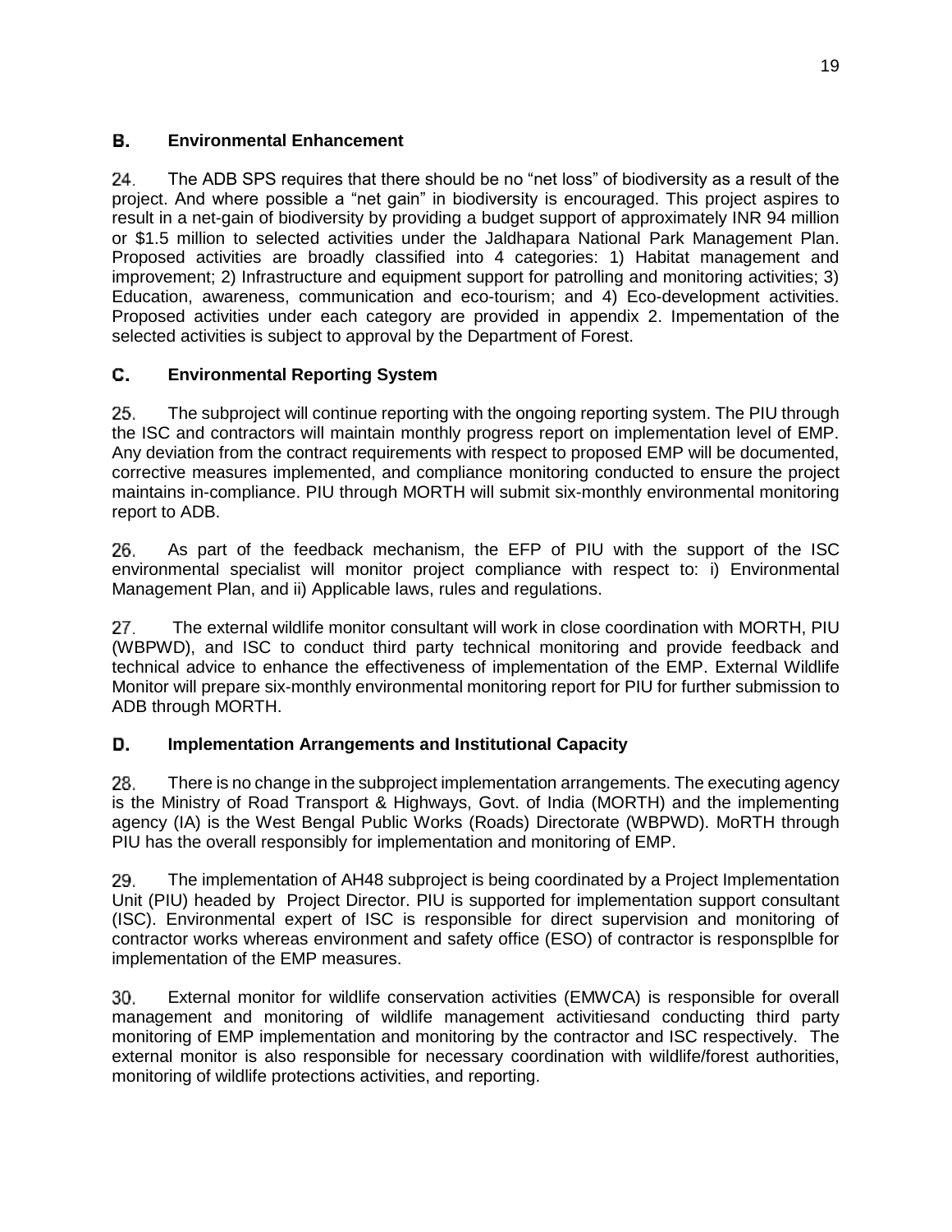## B. Environmental Enhancement

24. The ADB SPS requires that there should be no "net loss" of biodiversity as a result of the project. And where possible a "net gain" in biodiversity is encouraged. This project aspires to result in a net-gain of biodiversity by providing a budget support of approximately INR 94 million or $1.5 million to selected activities under the Jaldhapara National Park Management Plan. Proposed activities are broadly classified into 4 categories: 1) Habitat management and improvement; 2) Infrastructure and equipment support for patrolling and monitoring activities; 3) Education, awareness, communication and eco-tourism; and 4) Eco-development activities. Proposed activities under each category are provided in appendix 2. Impementation of the selected activities is subject to approval by the Department of Forest.

## C. Environmental Reporting System

25. The subproject will continue reporting with the ongoing reporting system. The PIU through the ISC and contractors will maintain monthly progress report on implementation level of EMP. Any deviation from the contract requirements with respect to proposed EMP will be documented, corrective measures implemented, and compliance monitoring conducted to ensure the project maintains in-compliance. PIU through MORTH will submit six-monthly environmental monitoring report to ADB.

26. As part of the feedback mechanism, the EFP of PIU with the support of the ISC environmental specialist will monitor project compliance with respect to: i) Environmental Management Plan, and ii) Applicable laws, rules and regulations.

27. The external wildlife monitor consultant will work in close coordination with MORTH, PIU (WBPWD), and ISC to conduct third party technical monitoring and provide feedback and technical advice to enhance the effectiveness of implementation of the EMP. External Wildlife Monitor will prepare six-monthly environmental monitoring report for PIU for further submission to ADB through MORTH.

## D. Implementation Arrangements and Institutional Capacity

28. There is no change in the subproject implementation arrangements. The executing agency is the Ministry of Road Transport & Highways, Govt. of India (MORTH) and the implementing agency (IA) is the West Bengal Public Works (Roads) Directorate (WBPWD). MoRTH through PIU has the overall responsibly for implementation and monitoring of EMP.

29. The implementation of AH48 subproject is being coordinated by a Project Implementation Unit (PIU) headed by Project Director. PIU is supported for implementation support consultant (ISC). Environmental expert of ISC is responsible for direct supervision and monitoring of contractor works whereas environment and safety office (ESO) of contractor is responsplble for implementation of the EMP measures.

30. External monitor for wildlife conservation activities (EMWCA) is responsible for overall management and monitoring of wildlife management activitiesand conducting third party monitoring of EMP implementation and monitoring by the contractor and ISC respectively. The external monitor is also responsible for necessary coordination with wildlife/forest authorities, monitoring of wildlife protections activities, and reporting.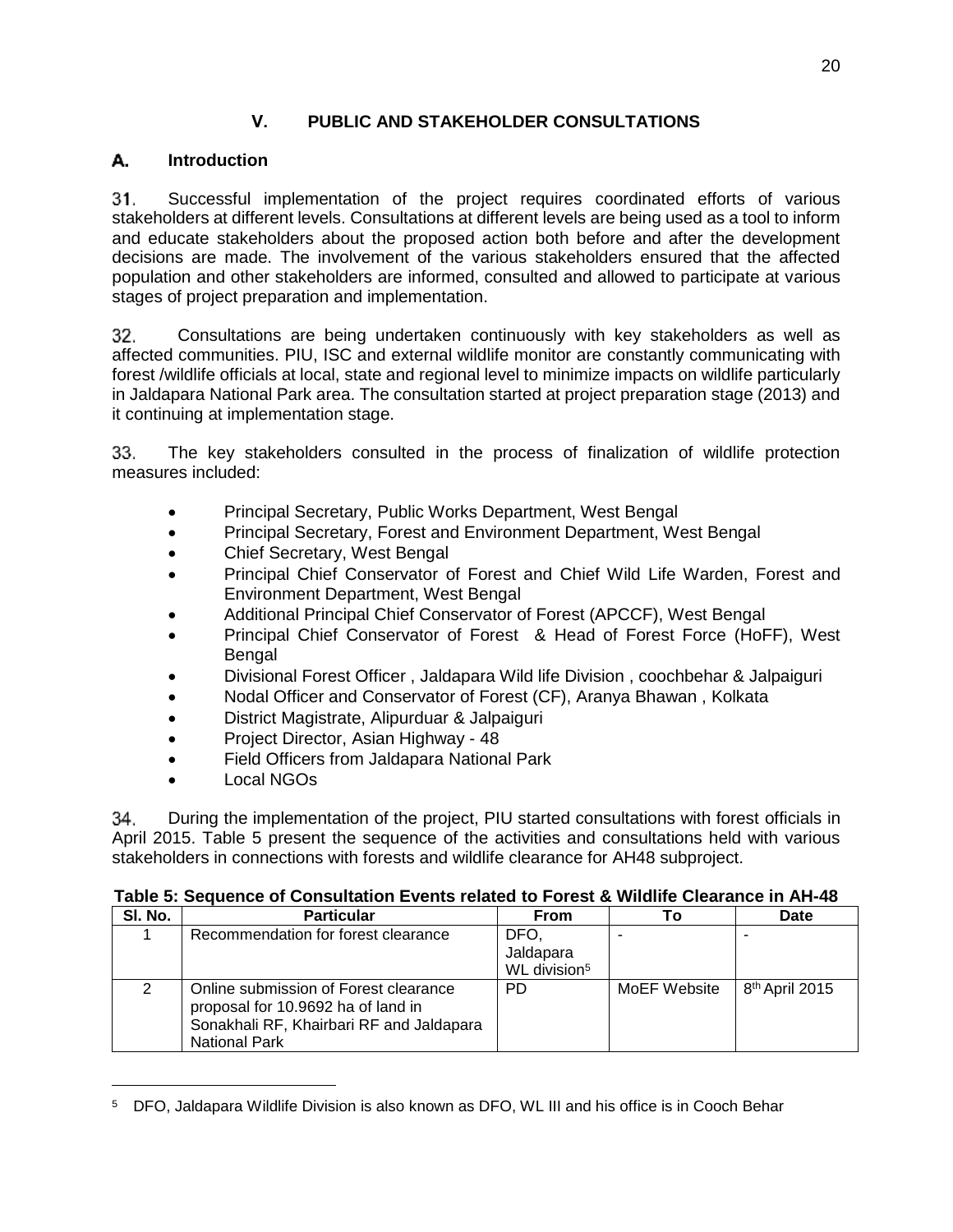## V. PUBLIC AND STAKEHOLDER CONSULTATIONS

### A. Introduction

31. Successful implementation of the project requires coordinated efforts of various stakeholders at different levels. Consultations at different levels are being used as a tool to inform and educate stakeholders about the proposed action both before and after the development decisions are made. The involvement of the various stakeholders ensured that the affected population and other stakeholders are informed, consulted and allowed to participate at various stages of project preparation and implementation.

32. Consultations are being undertaken continuously with key stakeholders as well as affected communities. PIU, ISC and external wildlife monitor are constantly communicating with forest /wildlife officials at local, state and regional level to minimize impacts on wildlife particularly in Jaldapara National Park area. The consultation started at project preparation stage (2013) and it continuing at implementation stage.

33. The key stakeholders consulted in the process of finalization of wildlife protection measures included:

- Principal Secretary, Public Works Department, West Bengal
- Principal Secretary, Forest and Environment Department, West Bengal
- Chief Secretary, West Bengal
- Principal Chief Conservator of Forest and Chief Wild Life Warden, Forest and Environment Department, West Bengal
- Additional Principal Chief Conservator of Forest (APCCF), West Bengal
- Principal Chief Conservator of Forest & Head of Forest Force (HoFF), West Bengal
- Divisional Forest Officer , Jaldapara Wild life Division , coochbehar & Jalpaiguri
- Nodal Officer and Conservator of Forest (CF), Aranya Bhawan , Kolkata
- District Magistrate, Alipurduar & Jalpaiguri
- Project Director, Asian Highway - 48
- Field Officers from Jaldapara National Park
- Local NGOs

34. During the implementation of the project, PIU started consultations with forest officials in April 2015. Table 5 present the sequence of the activities and consultations held with various stakeholders in connections with forests and wildlife clearance for AH48 subproject.

**Table 5: Sequence of Consultation Events related to Forest & Wildlife Clearance in AH-48**

| Sl. No. | Particular | From | To | Date |
|---|---|---|---|---|
| 1 | Recommendation for forest clearance | DFO, Jaldapara WL division[5] | - | - |
| 2 | Online submission of Forest clearance proposal for 10.9692 ha of land in Sonakhali RF, Khairbari RF and Jaldapara National Park | PD | MoEF Website | 8th April 2015 |

[5] DFO, Jaldapara Wildlife Division is also known as DFO, WL III and his office is in Cooch Behar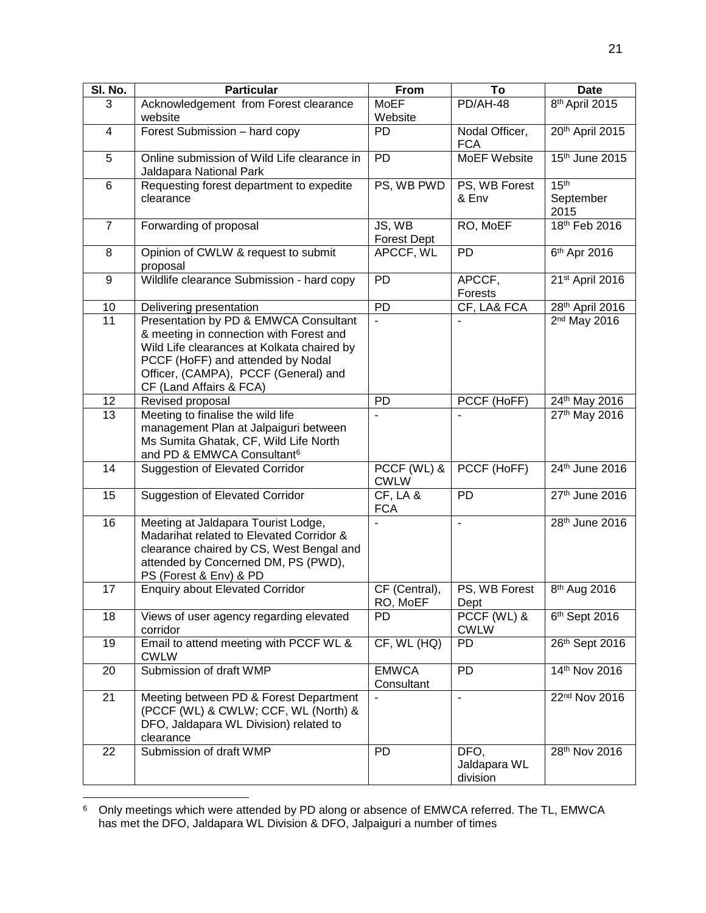| Sl. No. | Particular | From | To | Date |
|---|---|---|---|---|
| 3 | Acknowledgement from Forest clearance website | MoEF Website | PD/AH-48 | 8th April 2015 |
| 4 | Forest Submission – hard copy | PD | Nodal Officer, FCA | 20th April 2015 |
| 5 | Online submission of Wild Life clearance in Jaldapara National Park | PD | MoEF Website | 15th June 2015 |
| 6 | Requesting forest department to expedite clearance | PS, WB PWD | PS, WB Forest & Env | 15th September 2015 |
| 7 | Forwarding of proposal | JS, WB Forest Dept | RO, MoEF | 18th Feb 2016 |
| 8 | Opinion of CWLW & request to submit proposal | APCCF, WL | PD | 6th Apr 2016 |
| 9 | Wildlife clearance Submission - hard copy | PD | APCCF, Forests | 21st April 2016 |
| 10 | Delivering presentation | PD | CF, LA& FCA | 28th April 2016 |
| 11 | Presentation by PD & EMWCA Consultant & meeting in connection with Forest and Wild Life clearances at Kolkata chaired by PCCF (HoFF) and attended by Nodal Officer, (CAMPA), PCCF (General) and CF (Land Affairs & FCA) | - | - | 2nd May 2016 |
| 12 | Revised proposal | PD | PCCF (HoFF) | 24th May 2016 |
| 13 | Meeting to finalise the wild life management Plan at Jalpaiguri between Ms Sumita Ghatak, CF, Wild Life North and PD & EMWCA Consultant[6] | - | - | 27th May 2016 |
| 14 | Suggestion of Elevated Corridor | PCCF (WL) & CWLW | PCCF (HoFF) | 24th June 2016 |
| 15 | Suggestion of Elevated Corridor | CF, LA & FCA | PD | 27th June 2016 |
| 16 | Meeting at Jaldapara Tourist Lodge, Madarihat related to Elevated Corridor & clearance chaired by CS, West Bengal and attended by Concerned DM, PS (PWD), PS (Forest & Env) & PD | - | - | 28th June 2016 |
| 17 | Enquiry about Elevated Corridor | CF (Central), RO, MoEF | PS, WB Forest Dept | 8th Aug 2016 |
| 18 | Views of user agency regarding elevated corridor | PD | PCCF (WL) & CWLW | 6th Sept 2016 |
| 19 | Email to attend meeting with PCCF WL & CWLW | CF, WL (HQ) | PD | 26th Sept 2016 |
| 20 | Submission of draft WMP | EMWCA Consultant | PD | 14th Nov 2016 |
| 21 | Meeting between PD & Forest Department (PCCF (WL) & CWLW; CCF, WL (North) & DFO, Jaldapara WL Division) related to clearance | - | - | 22nd Nov 2016 |
| 22 | Submission of draft WMP | PD | DFO, Jaldapara WL division | 28th Nov 2016 |

[6] Only meetings which were attended by PD along or absence of EMWCA referred. The TL, EMWCA has met the DFO, Jaldapara WL Division & DFO, Jalpaiguri a number of times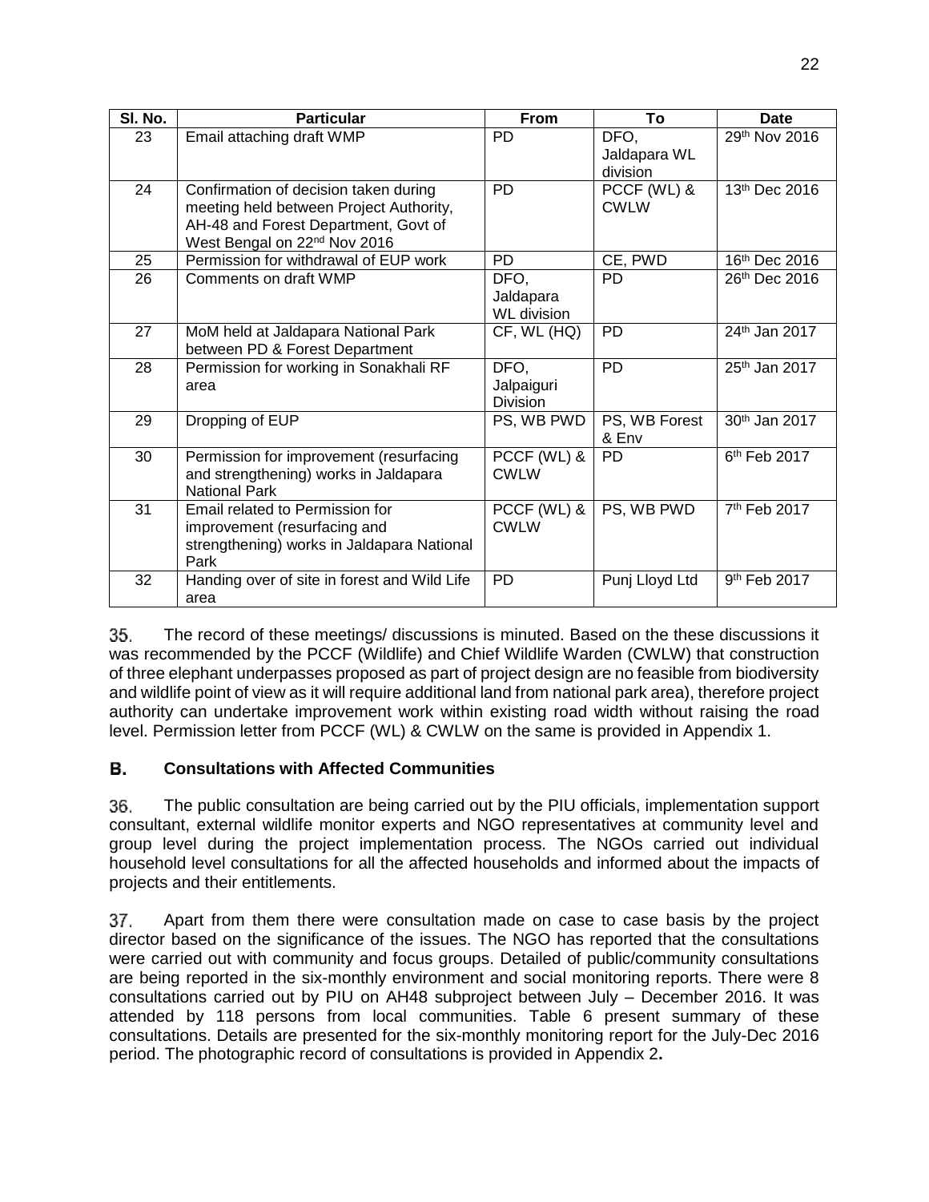| Sl. No. | Particular | From | To | Date |
|---|---|---|---|---|
| 23 | Email attaching draft WMP | PD | DFO, Jaldapara WL division | 29th Nov 2016 |
| 24 | Confirmation of decision taken during meeting held between Project Authority, AH-48 and Forest Department, Govt of West Bengal on 22nd Nov 2016 | PD | PCCF (WL) & CWLW | 13th Dec 2016 |
| 25 | Permission for withdrawal of EUP work | PD | CE, PWD | 16th Dec 2016 |
| 26 | Comments on draft WMP | DFO, Jaldapara WL division | PD | 26th Dec 2016 |
| 27 | MoM held at Jaldapara National Park between PD & Forest Department | CF, WL (HQ) | PD | 24th Jan 2017 |
| 28 | Permission for working in Sonakhali RF area | DFO, Jalpaiguri Division | PD | 25th Jan 2017 |
| 29 | Dropping of EUP | PS, WB PWD | PS, WB Forest & Env | 30th Jan 2017 |
| 30 | Permission for improvement (resurfacing and strengthening) works in Jaldapara National Park | PCCF (WL) & CWLW | PD | 6th Feb 2017 |
| 31 | Email related to Permission for improvement (resurfacing and strengthening) works in Jaldapara National Park | PCCF (WL) & CWLW | PS, WB PWD | 7th Feb 2017 |
| 32 | Handing over of site in forest and Wild Life area | PD | Punj Lloyd Ltd | 9th Feb 2017 |

35. The record of these meetings/ discussions is minuted. Based on the these discussions it was recommended by the PCCF (Wildlife) and Chief Wildlife Warden (CWLW) that construction of three elephant underpasses proposed as part of project design are no feasible from biodiversity and wildlife point of view as it will require additional land from national park area), therefore project authority can undertake improvement work within existing road width without raising the road level. Permission letter from PCCF (WL) & CWLW on the same is provided in Appendix 1.

## B. Consultations with Affected Communities

36. The public consultation are being carried out by the PIU officials, implementation support consultant, external wildlife monitor experts and NGO representatives at community level and group level during the project implementation process. The NGOs carried out individual household level consultations for all the affected households and informed about the impacts of projects and their entitlements.

37. Apart from them there were consultation made on case to case basis by the project director based on the significance of the issues. The NGO has reported that the consultations were carried out with community and focus groups. Detailed of public/community consultations are being reported in the six-monthly environment and social monitoring reports. There were 8 consultations carried out by PIU on AH48 subproject between July – December 2016. It was attended by 118 persons from local communities. Table 6 present summary of these consultations. Details are presented for the six-monthly monitoring report for the July-Dec 2016 period. The photographic record of consultations is provided in Appendix 2**.**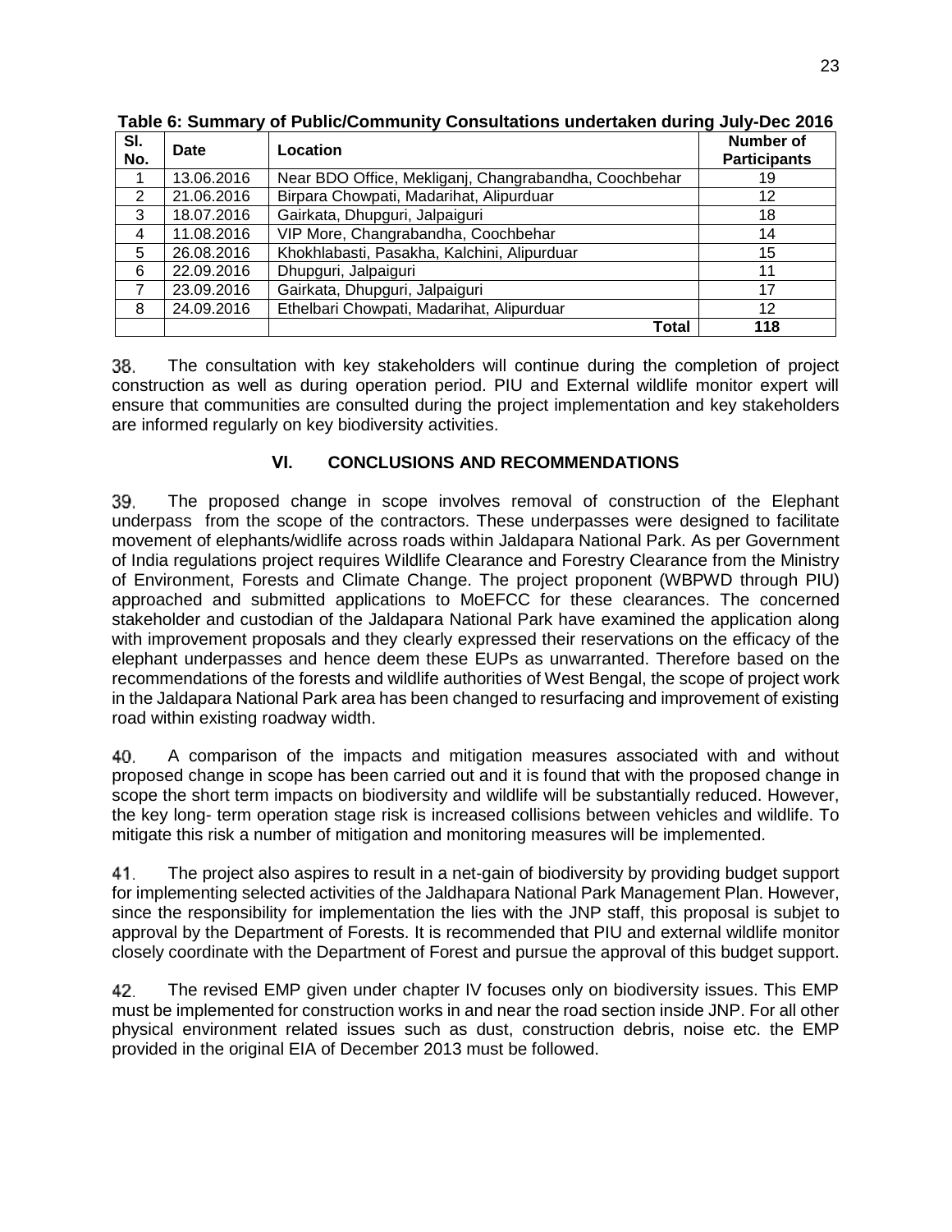**Table 6: Summary of Public/Community Consultations undertaken during July-Dec 2016**

| Sl. No. | Date | Location | Number of Participants |
|---|---|---|---|
| 1 | 13.06.2016 | Near BDO Office, Mekliganj, Changrabandha, Coochbehar | 19 |
| 2 | 21.06.2016 | Birpara Chowpati, Madarihat, Alipurduar | 12 |
| 3 | 18.07.2016 | Gairkata, Dhupguri, Jalpaiguri | 18 |
| 4 | 11.08.2016 | VIP More, Changrabandha, Coochbehar | 14 |
| 5 | 26.08.2016 | Khokhlabasti, Pasakha, Kalchini, Alipurduar | 15 |
| 6 | 22.09.2016 | Dhupguri, Jalpaiguri | 11 |
| 7 | 23.09.2016 | Gairkata, Dhupguri, Jalpaiguri | 17 |
| 8 | 24.09.2016 | Ethelbari Chowpati, Madarihat, Alipurduar | 12 |
| | | **Total** | **118** |

38. The consultation with key stakeholders will continue during the completion of project construction as well as during operation period. PIU and External wildlife monitor expert will ensure that communities are consulted during the project implementation and key stakeholders are informed regularly on key biodiversity activities.

## VI. CONCLUSIONS AND RECOMMENDATIONS

39. The proposed change in scope involves removal of construction of the Elephant underpass from the scope of the contractors. These underpasses were designed to facilitate movement of elephants/widlife across roads within Jaldapara National Park. As per Government of India regulations project requires Wildlife Clearance and Forestry Clearance from the Ministry of Environment, Forests and Climate Change. The project proponent (WBPWD through PIU) approached and submitted applications to MoEFCC for these clearances. The concerned stakeholder and custodian of the Jaldapara National Park have examined the application along with improvement proposals and they clearly expressed their reservations on the efficacy of the elephant underpasses and hence deem these EUPs as unwarranted. Therefore based on the recommendations of the forests and wildlife authorities of West Bengal, the scope of project work in the Jaldapara National Park area has been changed to resurfacing and improvement of existing road within existing roadway width.

40. A comparison of the impacts and mitigation measures associated with and without proposed change in scope has been carried out and it is found that with the proposed change in scope the short term impacts on biodiversity and wildlife will be substantially reduced. However, the key long- term operation stage risk is increased collisions between vehicles and wildlife. To mitigate this risk a number of mitigation and monitoring measures will be implemented.

41. The project also aspires to result in a net-gain of biodiversity by providing budget support for implementing selected activities of the Jaldhapara National Park Management Plan. However, since the responsibility for implementation the lies with the JNP staff, this proposal is subjet to approval by the Department of Forests. It is recommended that PIU and external wildlife monitor closely coordinate with the Department of Forest and pursue the approval of this budget support.

42. The revised EMP given under chapter IV focuses only on biodiversity issues. This EMP must be implemented for construction works in and near the road section inside JNP. For all other physical environment related issues such as dust, construction debris, noise etc. the EMP provided in the original EIA of December 2013 must be followed.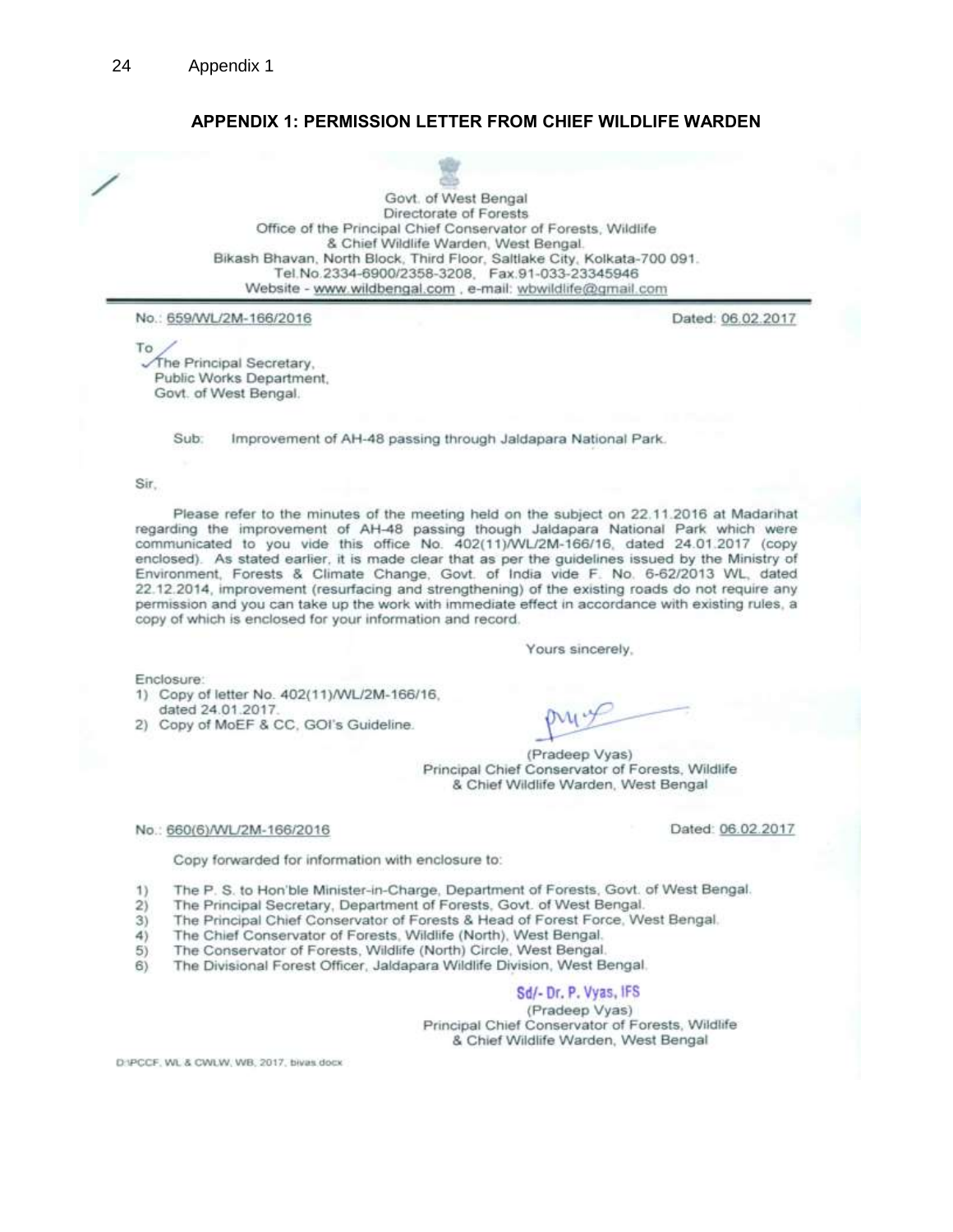## APPENDIX 1: PERMISSION LETTER FROM CHIEF WILDLIFE WARDEN

Govt. of West Bengal
Directorate of Forests
Office of the Principal Chief Conservator of Forests, Wildlife
& Chief Wildlife Warden, West Bengal.
Bikash Bhavan, North Block, Third Floor, Saltlake City, Kolkata-700 091.
Tel.No.2334-6900/2358-3208, Fax.91-033-23345946
Website - www.wildbengal.com , e-mail: wbwildlife@gmail.com

No.: 659/WL/2M-166/2016 Dated: 06.02.2017

To
The Principal Secretary,
Public Works Department,
Govt. of West Bengal.

Sub: Improvement of AH-48 passing through Jaldapara National Park.

Sir,

Please refer to the minutes of the meeting held on the subject on 22.11.2016 at Madarihat regarding the improvement of AH-48 passing though Jaldapara National Park which were communicated to you vide this office No. 402(11)/WL/2M-166/16, dated 24.01.2017 (copy enclosed). As stated earlier, it is made clear that as per the guidelines issued by the Ministry of Environment, Forests & Climate Change, Govt. of India vide F. No. 6-62/2013 WL, dated 22.12.2014, improvement (resurfacing and strengthening) of the existing roads do not require any permission and you can take up the work with immediate effect in accordance with existing rules, a copy of which is enclosed for your information and record.

Yours sincerely,

Enclosure:
1) Copy of letter No. 402(11)/WL/2M-166/16, dated 24.01.2017.
2) Copy of MoEF & CC, GOI's Guideline.

(Pradeep Vyas)
Principal Chief Conservator of Forests, Wildlife
& Chief Wildlife Warden, West Bengal

No.: 660(6)/WL/2M-166/2016 Dated: 06.02.2017

Copy forwarded for information with enclosure to:

1) The P. S. to Hon'ble Minister-in-Charge, Department of Forests, Govt. of West Bengal.
2) The Principal Secretary, Department of Forests, Govt. of West Bengal.
3) The Principal Chief Conservator of Forests & Head of Forest Force, West Bengal.
4) The Chief Conservator of Forests, Wildlife (North), West Bengal.
5) The Conservator of Forests, Wildlife (North) Circle, West Bengal.
6) The Divisional Forest Officer, Jaldapara Wildlife Division, West Bengal.

Sd/- Dr. P. Vyas, IFS
(Pradeep Vyas)
Principal Chief Conservator of Forests, Wildlife
& Chief Wildlife Warden, West Bengal

D:\PCCF, WL & CWLW, WB, 2017, bivas.docx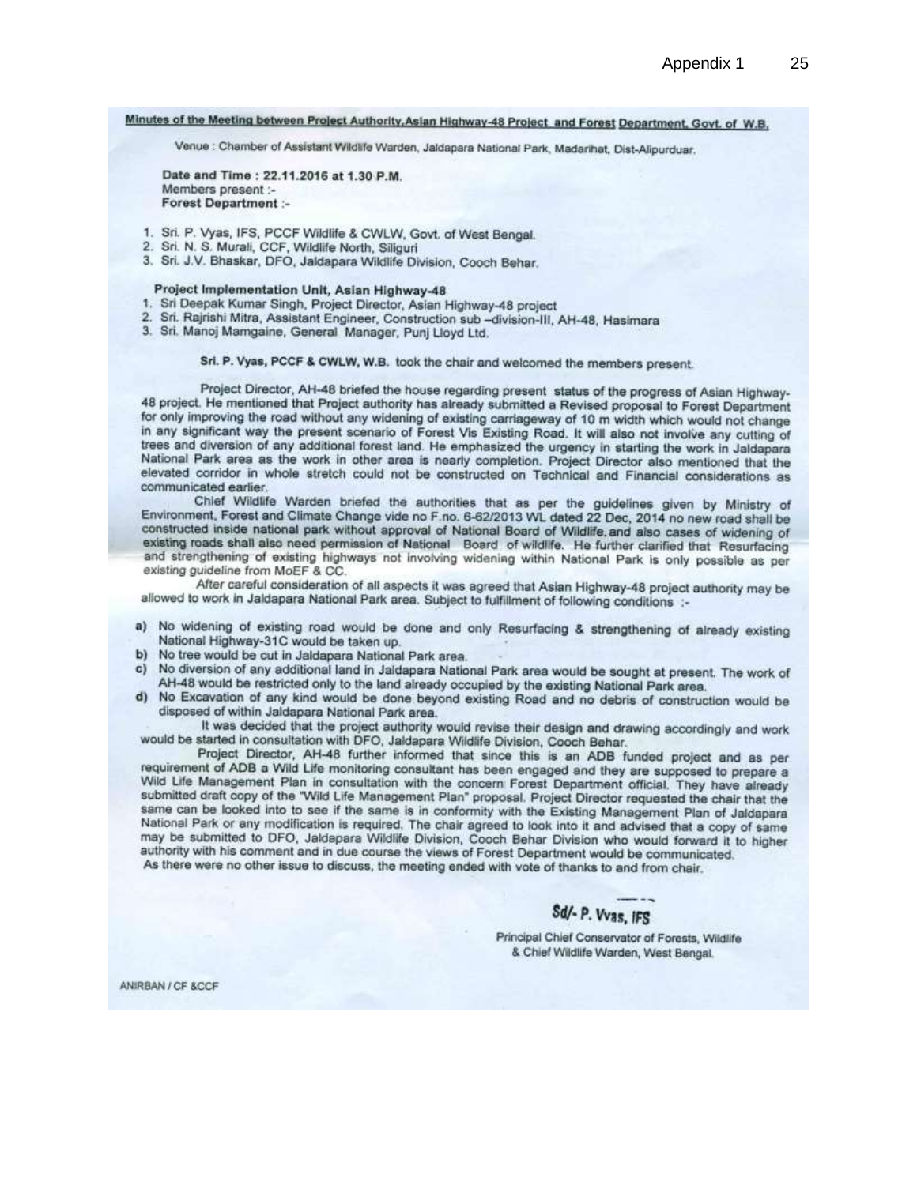**Minutes of the Meeting between Project Authority, Asian Highway-48 Project and Forest Department, Govt. of W.B.**

Venue : Chamber of Assistant Wildlife Warden, Jaldapara National Park, Madarihat, Dist-Alipurduar.

**Date and Time : 22.11.2016 at 1.30 P.M.**
Members present :-
**Forest Department** :-

1. Sri. P. Vyas, IFS, PCCF Wildlife & CWLW, Govt. of West Bengal.
2. Sri. N. S. Murali, CCF, Wildlife North, Siliguri
3. Sri. J.V. Bhaskar, DFO, Jaldapara Wildlife Division, Cooch Behar.

**Project Implementation Unit, Asian Highway-48**

1. Sri Deepak Kumar Singh, Project Director, Asian Highway-48 project
2. Sri. Rajrishi Mitra, Assistant Engineer, Construction sub –division-III, AH-48, Hasimara
3. Sri. Manoj Mamgaine, General Manager, Punj Lloyd Ltd.

**Sri. P. Vyas, PCCF & CWLW, W.B.** took the chair and welcomed the members present.

Project Director, AH-48 briefed the house regarding present status of the progress of Asian Highway-48 project. He mentioned that Project authority has already submitted a Revised proposal to Forest Department for only improving the road without any widening of existing carriageway of 10 m width which would not change in any significant way the present scenario of Forest Vis Existing Road. It will also not involve any cutting of trees and diversion of any additional forest land. He emphasized the urgency in starting the work in Jaldapara National Park area as the work in other area is nearly completion. Project Director also mentioned that the elevated corridor in whole stretch could not be constructed on Technical and Financial considerations as communicated earlier.

Chief Wildlife Warden briefed the authorities that as per the guidelines given by Ministry of Environment, Forest and Climate Change vide no F.no. 6-62/2013 WL dated 22 Dec, 2014 no new road shall be constructed inside national park without approval of National Board of Wildlife. and also cases of widening of existing roads shall also need permission of National Board of wildlife. He further clarified that Resurfacing and strengthening of existing highways not involving widening within National Park is only possible as per existing guideline from MoEF & CC.

After careful consideration of all aspects it was agreed that Asian Highway-48 project authority may be allowed to work in Jaldapara National Park area. Subject to fulfillment of following conditions :-

a) No widening of existing road would be done and only Resurfacing & strengthening of already existing National Highway-31C would be taken up.
b) No tree would be cut in Jaldapara National Park area.
c) No diversion of any additional land in Jaldapara National Park area would be sought at present. The work of AH-48 would be restricted only to the land already occupied by the existing National Park area.
d) No Excavation of any kind would be done beyond existing Road and no debris of construction would be disposed of within Jaldapara National Park area.

It was decided that the project authority would revise their design and drawing accordingly and work would be started in consultation with DFO, Jaldapara Wildlife Division, Cooch Behar.

Project Director, AH-48 further informed that since this is an ADB funded project and as per requirement of ADB a Wild Life monitoring consultant has been engaged and they are supposed to prepare a Wild Life Management Plan in consultation with the concern Forest Department official. They have already submitted draft copy of the "Wild Life Management Plan" proposal. Project Director requested the chair that the same can be looked into to see if the same is in conformity with the Existing Management Plan of Jaldapara National Park or any modification is required. The chair agreed to look into it and advised that a copy of same may be submitted to DFO, Jaldapara Wildlife Division, Cooch Behar Division who would forward it to higher authority with his comment and in due course the views of Forest Department would be communicated.

As there were no other issue to discuss, the meeting ended with vote of thanks to and from chair.

Sd/- P. Vyas, IFS
Principal Chief Conservator of Forests, Wildlife
& Chief Wildlife Warden, West Bengal.

ANIRBAN / CF &CCF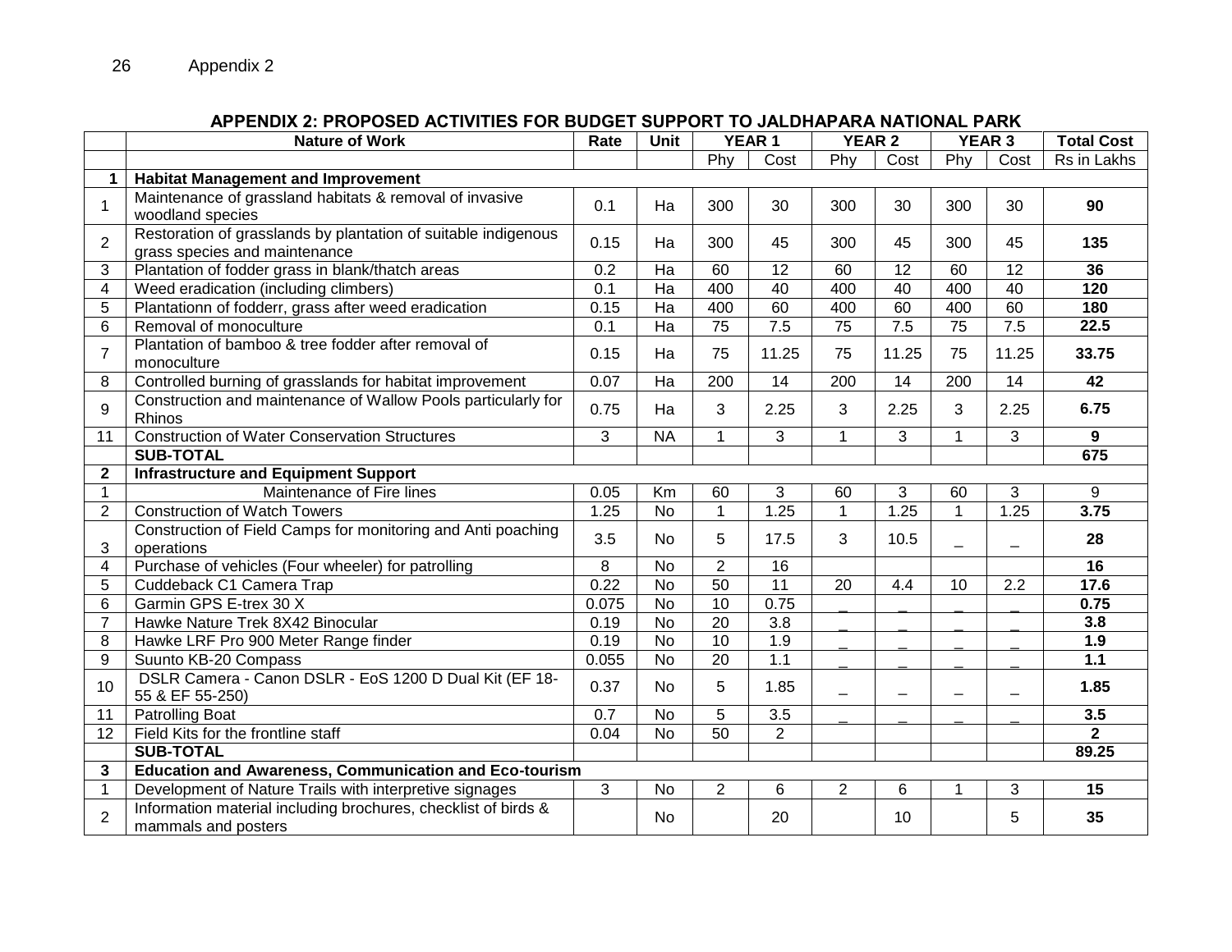## APPENDIX 2: PROPOSED ACTIVITIES FOR BUDGET SUPPORT TO JALDHAPARA NATIONAL PARK

| | Nature of Work | Rate | Unit | YEAR 1 | | YEAR 2 | | YEAR 3 | | Total Cost |
|---|---|---|---|---|---|---|---|---|---|---|
| | | | | Phy | Cost | Phy | Cost | Phy | Cost | Rs in Lakhs |
| **1** | **Habitat Management and Improvement** | | | | | | | | | |
| 1 | Maintenance of grassland habitats & removal of invasive woodland species | 0.1 | Ha | 300 | 30 | 300 | 30 | 300 | 30 | **90** |
| 2 | Restoration of grasslands by plantation of suitable indigenous grass species and maintenance | 0.15 | Ha | 300 | 45 | 300 | 45 | 300 | 45 | **135** |
| 3 | Plantation of fodder grass in blank/thatch areas | 0.2 | Ha | 60 | 12 | 60 | 12 | 60 | 12 | **36** |
| 4 | Weed eradication (including climbers) | 0.1 | Ha | 400 | 40 | 400 | 40 | 400 | 40 | **120** |
| 5 | Plantationn of fodderr, grass after weed eradication | 0.15 | Ha | 400 | 60 | 400 | 60 | 400 | 60 | **180** |
| 6 | Removal of monoculture | 0.1 | Ha | 75 | 7.5 | 75 | 7.5 | 75 | 7.5 | **22.5** |
| 7 | Plantation of bamboo & tree fodder after removal of monoculture | 0.15 | Ha | 75 | 11.25 | 75 | 11.25 | 75 | 11.25 | **33.75** |
| 8 | Controlled burning of grasslands for habitat improvement | 0.07 | Ha | 200 | 14 | 200 | 14 | 200 | 14 | **42** |
| 9 | Construction and maintenance of Wallow Pools particularly for Rhinos | 0.75 | Ha | 3 | 2.25 | 3 | 2.25 | 3 | 2.25 | **6.75** |
| 11 | Construction of Water Conservation Structures | 3 | NA | 1 | 3 | 1 | 3 | 1 | 3 | **9** |
| | **SUB-TOTAL** | | | | | | | | | **675** |
| **2** | **Infrastructure and Equipment Support** | | | | | | | | | |
| 1 | Maintenance of Fire lines | 0.05 | Km | 60 | 3 | 60 | 3 | 60 | 3 | 9 |
| 2 | Construction of Watch Towers | 1.25 | No | 1 | 1.25 | 1 | 1.25 | 1 | 1.25 | **3.75** |
| 3 | Construction of Field Camps for monitoring and Anti poaching operations | 3.5 | No | 5 | 17.5 | 3 | 10.5 | _ | _ | **28** |
| 4 | Purchase of vehicles (Four wheeler) for patrolling | 8 | No | 2 | 16 | | | | | **16** |
| 5 | Cuddeback C1 Camera Trap | 0.22 | No | 50 | 11 | 20 | 4.4 | 10 | 2.2 | **17.6** |
| 6 | Garmin GPS E-trex 30 X | 0.075 | No | 10 | 0.75 | _ | _ | _ | _ | **0.75** |
| 7 | Hawke Nature Trek 8X42 Binocular | 0.19 | No | 20 | 3.8 | _ | _ | _ | _ | **3.8** |
| 8 | Hawke LRF Pro 900 Meter Range finder | 0.19 | No | 10 | 1.9 | _ | _ | _ | _ | **1.9** |
| 9 | Suunto KB-20 Compass | 0.055 | No | 20 | 1.1 | _ | _ | _ | _ | **1.1** |
| 10 | DSLR Camera - Canon DSLR - EoS 1200 D Dual Kit (EF 18-55 & EF 55-250) | 0.37 | No | 5 | 1.85 | _ | _ | _ | _ | **1.85** |
| 11 | Patrolling Boat | 0.7 | No | 5 | 3.5 | _ | _ | _ | _ | **3.5** |
| 12 | Field Kits for the frontline staff | 0.04 | No | 50 | 2 | | | | | **2** |
| | **SUB-TOTAL** | | | | | | | | | **89.25** |
| **3** | **Education and Awareness, Communication and Eco-tourism** | | | | | | | | | |
| 1 | Development of Nature Trails with interpretive signages | 3 | No | 2 | 6 | 2 | 6 | 1 | 3 | **15** |
| 2 | Information material including brochures, checklist of birds & mammals and posters | | No | | 20 | | 10 | | 5 | **35** |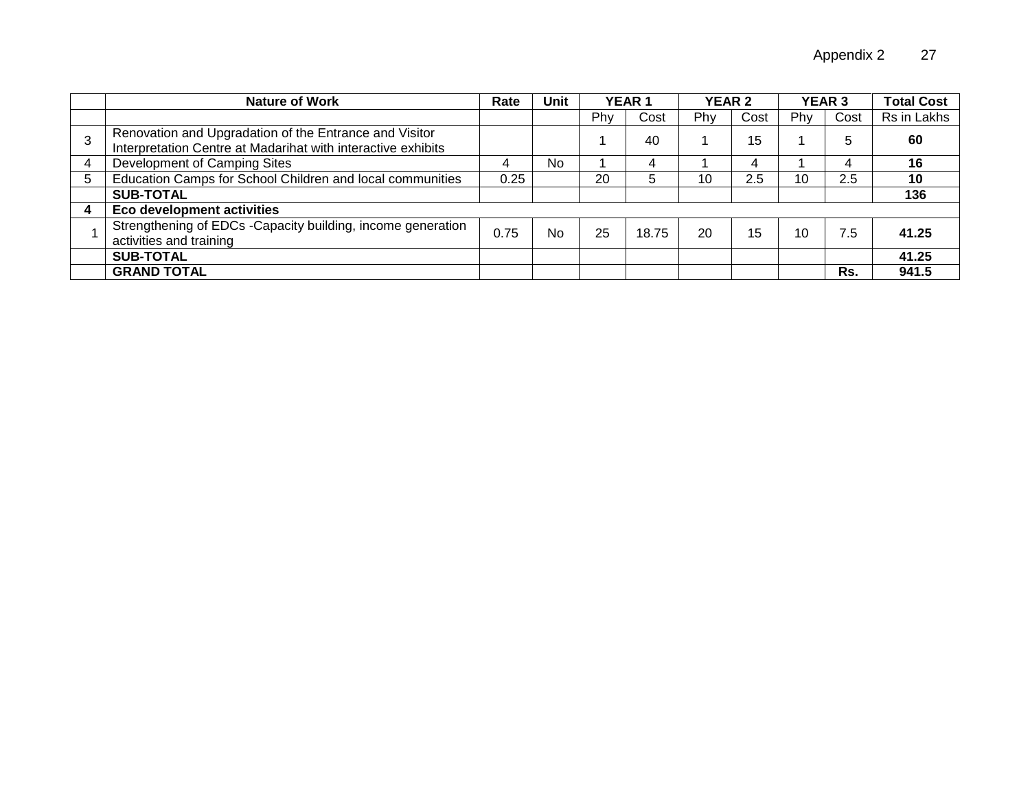| | Nature of Work | Rate | Unit | YEAR 1 | | YEAR 2 | | YEAR 3 | | Total Cost |
|---|---|---|---|---|---|---|---|---|---|---|
| | | | | Phy | Cost | Phy | Cost | Phy | Cost | Rs in Lakhs |
| 3 | Renovation and Upgradation of the Entrance and Visitor Interpretation Centre at Madarihat with interactive exhibits | | | 1 | 40 | 1 | 15 | 1 | 5 | **60** |
| 4 | Development of Camping Sites | 4 | No | 1 | 4 | 1 | 4 | 1 | 4 | **16** |
| 5 | Education Camps for School Children and local communities | 0.25 | | 20 | 5 | 10 | 2.5 | 10 | 2.5 | **10** |
| | **SUB-TOTAL** | | | | | | | | | **136** |
| **4** | **Eco development activities** | | | | | | | | | |
| 1 | Strengthening of EDCs -Capacity building, income generation activities and training | 0.75 | No | 25 | 18.75 | 20 | 15 | 10 | 7.5 | **41.25** |
| | **SUB-TOTAL** | | | | | | | | | **41.25** |
| | **GRAND TOTAL** | | | | | | | | **Rs.** | **941.5** |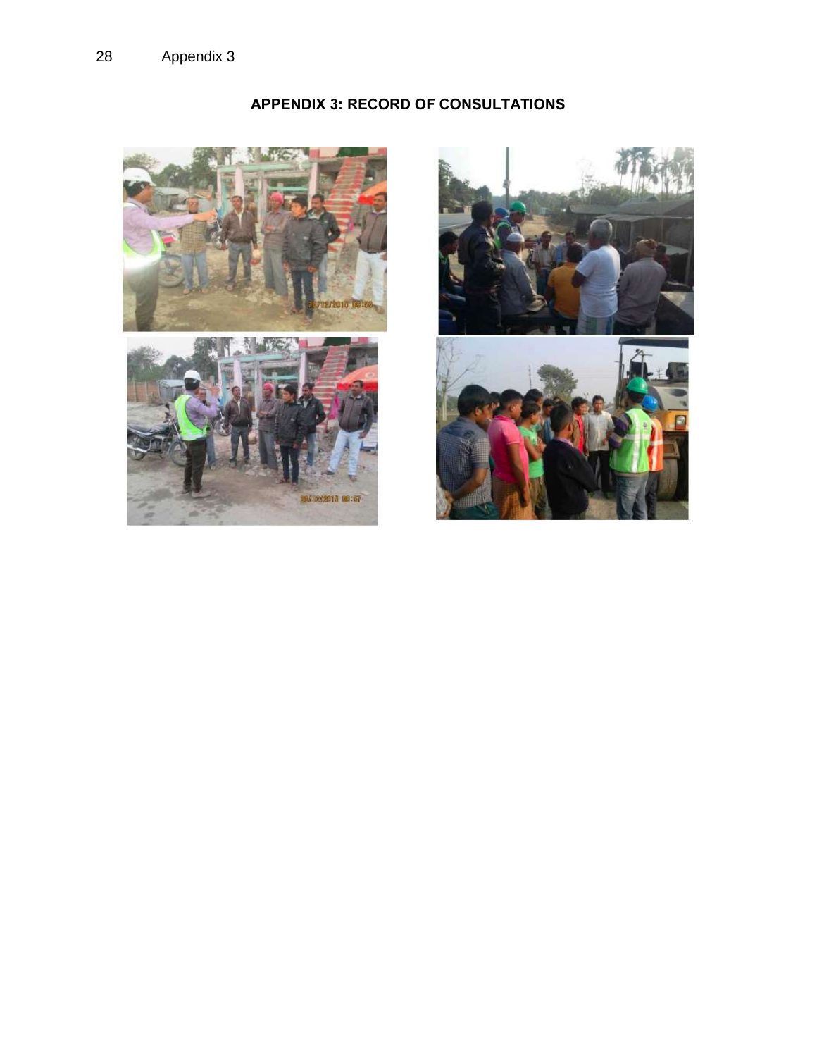# APPENDIX 3: RECORD OF CONSULTATIONS